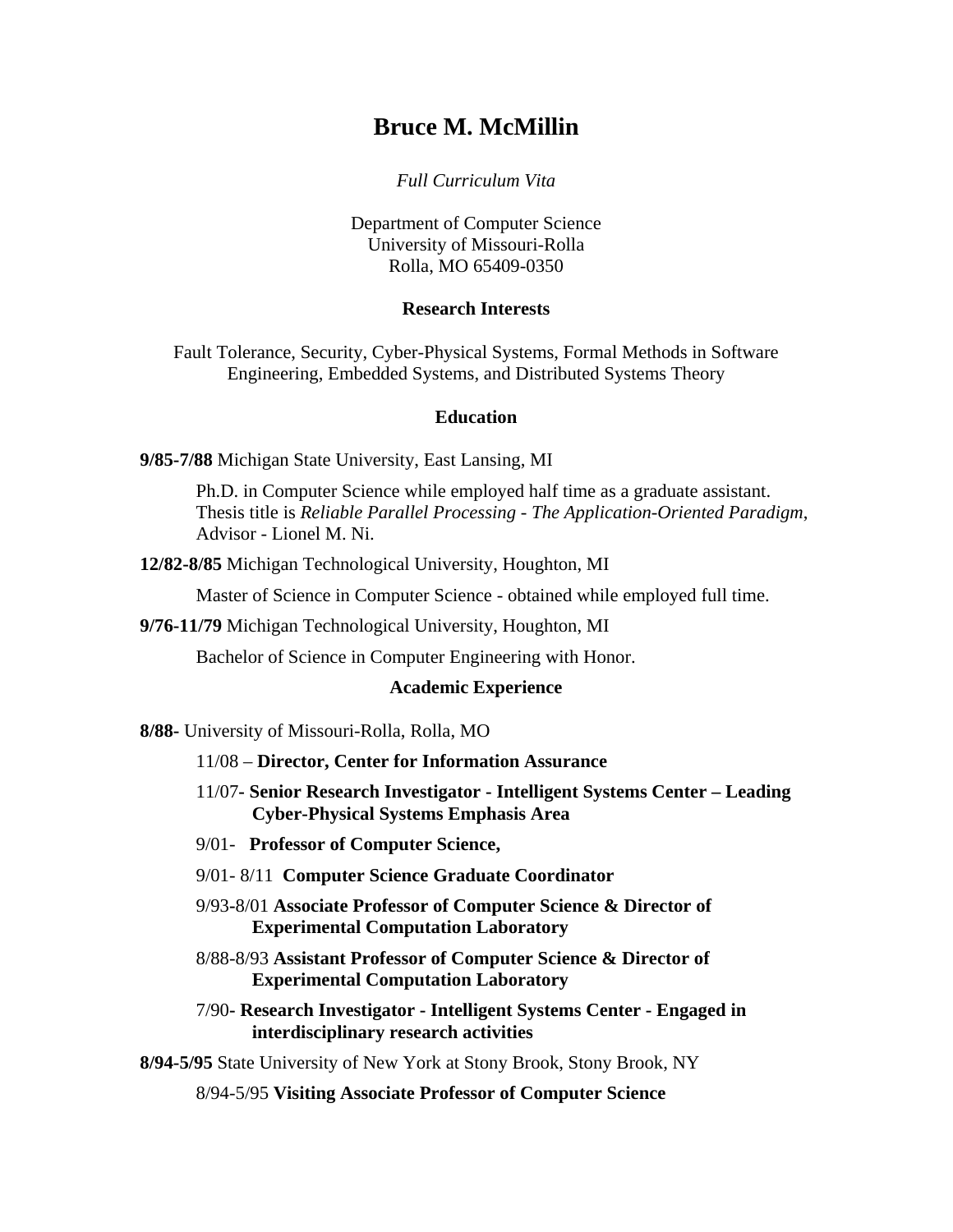# Bruce M. McMillin

*Full Curriculum Vita*

Department of Computer Science
University of Missouri-Rolla
Rolla, MO 65409-0350

## Research Interests

Fault Tolerance, Security, Cyber-Physical Systems, Formal Methods in Software Engineering, Embedded Systems, and Distributed Systems Theory

## Education

**9/85-7/88** Michigan State University, East Lansing, MI

Ph.D. in Computer Science while employed half time as a graduate assistant. Thesis title is *Reliable Parallel Processing - The Application-Oriented Paradigm*, Advisor - Lionel M. Ni.

**12/82-8/85** Michigan Technological University, Houghton, MI

Master of Science in Computer Science - obtained while employed full time.

**9/76-11/79** Michigan Technological University, Houghton, MI

Bachelor of Science in Computer Engineering with Honor.

## Academic Experience

**8/88-** University of Missouri-Rolla, Rolla, MO

11/08 – **Director, Center for Information Assurance**

11/07**- Senior Research Investigator - Intelligent Systems Center – Leading Cyber-Physical Systems Emphasis Area**

9/01- **Professor of Computer Science,**

9/01- 8/11 **Computer Science Graduate Coordinator**

9/93-8/01 **Associate Professor of Computer Science & Director of Experimental Computation Laboratory**

8/88-8/93 **Assistant Professor of Computer Science & Director of Experimental Computation Laboratory**

7/90- **Research Investigator - Intelligent Systems Center - Engaged in interdisciplinary research activities**

**8/94-5/95** State University of New York at Stony Brook, Stony Brook, NY

8/94-5/95 **Visiting Associate Professor of Computer Science**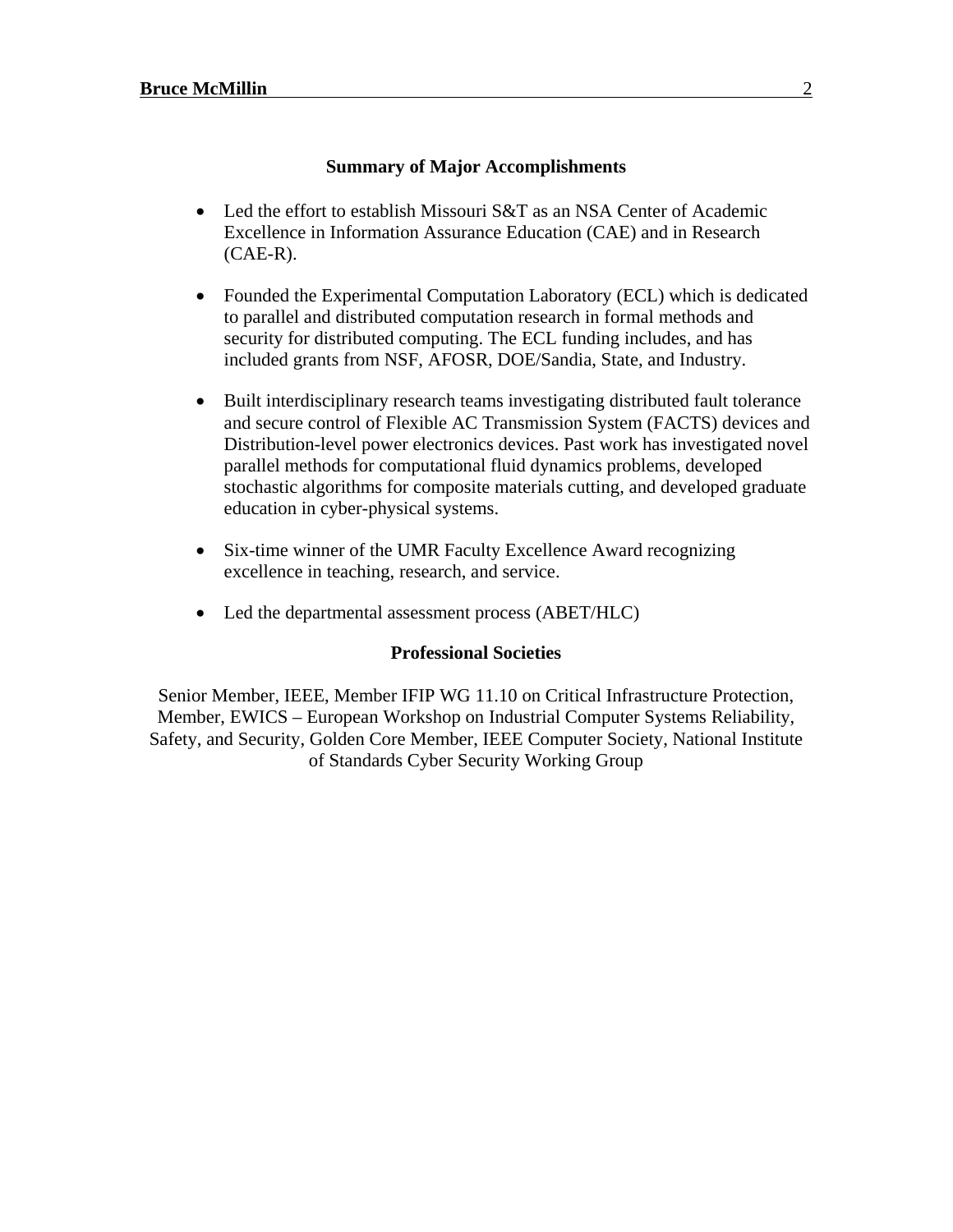## Summary of Major Accomplishments

- Led the effort to establish Missouri S&T as an NSA Center of Academic Excellence in Information Assurance Education (CAE) and in Research (CAE-R).
- Founded the Experimental Computation Laboratory (ECL) which is dedicated to parallel and distributed computation research in formal methods and security for distributed computing. The ECL funding includes, and has included grants from NSF, AFOSR, DOE/Sandia, State, and Industry.
- Built interdisciplinary research teams investigating distributed fault tolerance and secure control of Flexible AC Transmission System (FACTS) devices and Distribution-level power electronics devices. Past work has investigated novel parallel methods for computational fluid dynamics problems, developed stochastic algorithms for composite materials cutting, and developed graduate education in cyber-physical systems.
- Six-time winner of the UMR Faculty Excellence Award recognizing excellence in teaching, research, and service.
- Led the departmental assessment process (ABET/HLC)

## Professional Societies

Senior Member, IEEE, Member IFIP WG 11.10 on Critical Infrastructure Protection, Member, EWICS – European Workshop on Industrial Computer Systems Reliability, Safety, and Security, Golden Core Member, IEEE Computer Society, National Institute of Standards Cyber Security Working Group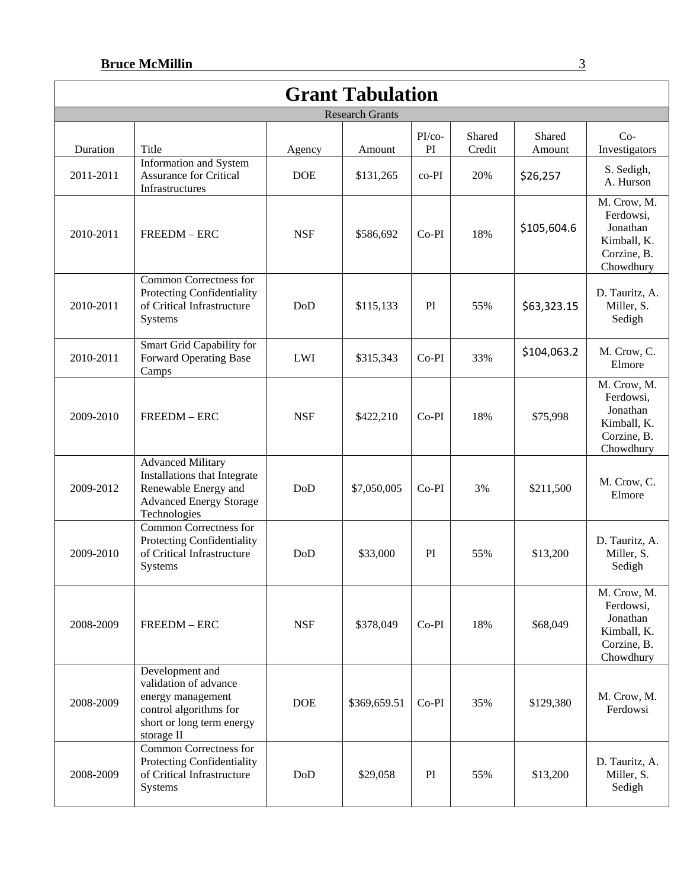## Grant Tabulation

| Research Grants | | | | | | | |
|---|---|---|---|---|---|---|---|
| Duration | Title | Agency | Amount | PI/co-PI | Shared Credit | Shared Amount | Co-Investigators |
| 2011-2011 | Information and System Assurance for Critical Infrastructures | DOE | $131,265 | co-PI | 20% | $26,257 | S. Sedigh, A. Hurson |
| 2010-2011 | FREEDM – ERC | NSF | $586,692 | Co-PI | 18% | $105,604.6 | M. Crow, M. Ferdowsi, Jonathan Kimball, K. Corzine, B. Chowdhury |
| 2010-2011 | Common Correctness for Protecting Confidentiality of Critical Infrastructure Systems | DoD | $115,133 | PI | 55% | $63,323.15 | D. Tauritz, A. Miller, S. Sedigh |
| 2010-2011 | Smart Grid Capability for Forward Operating Base Camps | LWI | $315,343 | Co-PI | 33% | $104,063.2 | M. Crow, C. Elmore |
| 2009-2010 | FREEDM – ERC | NSF | $422,210 | Co-PI | 18% | $75,998 | M. Crow, M. Ferdowsi, Jonathan Kimball, K. Corzine, B. Chowdhury |
| 2009-2012 | Advanced Military Installations that Integrate Renewable Energy and Advanced Energy Storage Technologies | DoD | $7,050,005 | Co-PI | 3% | $211,500 | M. Crow, C. Elmore |
| 2009-2010 | Common Correctness for Protecting Confidentiality of Critical Infrastructure Systems | DoD | $33,000 | PI | 55% | $13,200 | D. Tauritz, A. Miller, S. Sedigh |
| 2008-2009 | FREEDM – ERC | NSF | $378,049 | Co-PI | 18% | $68,049 | M. Crow, M. Ferdowsi, Jonathan Kimball, K. Corzine, B. Chowdhury |
| 2008-2009 | Development and validation of advance energy management control algorithms for short or long term energy storage II | DOE | $369,659.51 | Co-PI | 35% | $129,380 | M. Crow, M. Ferdowsi |
| 2008-2009 | Common Correctness for Protecting Confidentiality of Critical Infrastructure Systems | DoD | $29,058 | PI | 55% | $13,200 | D. Tauritz, A. Miller, S. Sedigh |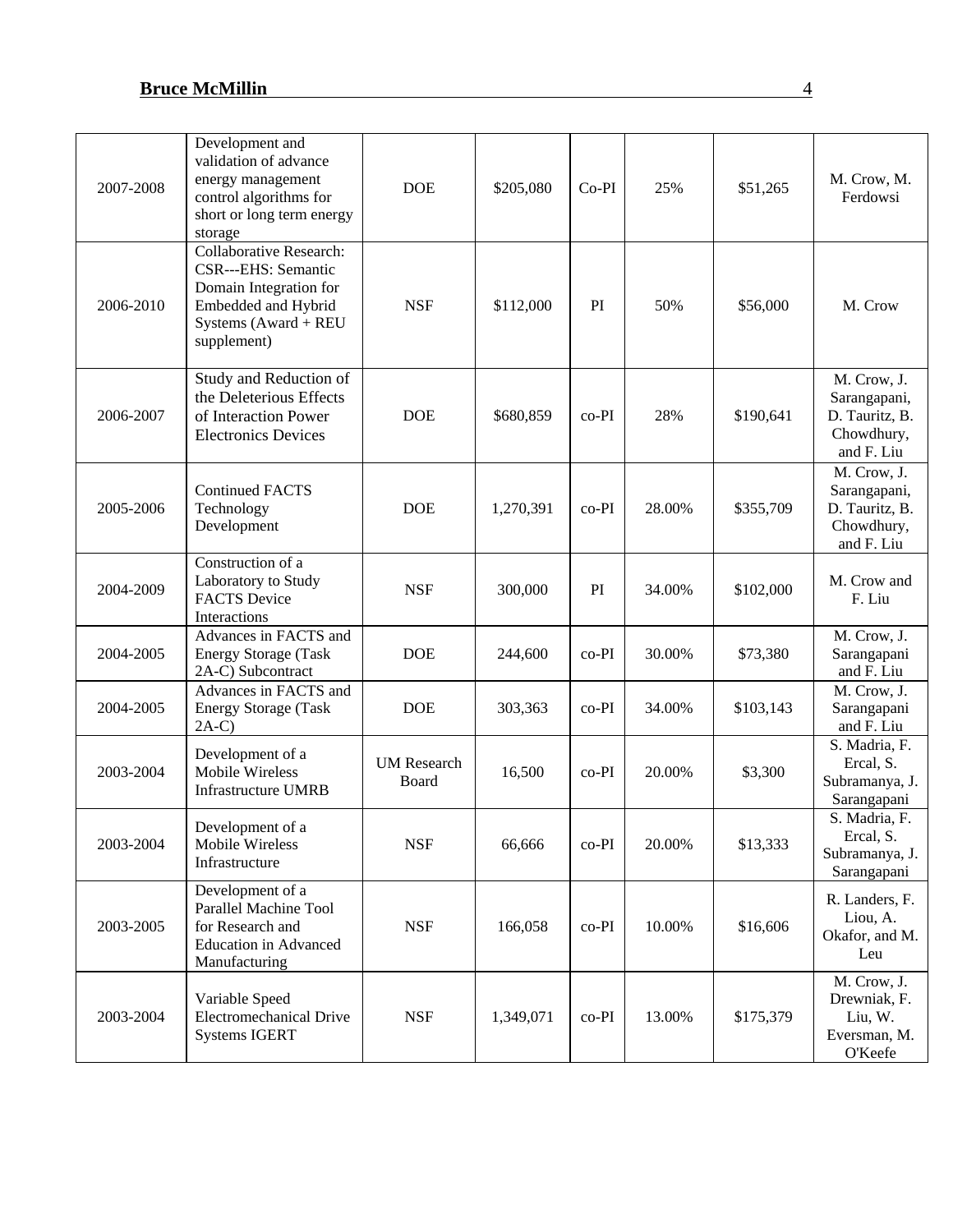| 2007-2008 | Development and validation of advance energy management control algorithms for short or long term energy storage | DOE | $205,080 | Co-PI | 25% | $51,265 | M. Crow, M. Ferdowsi |
|---|---|---|---|---|---|---|---|
| 2006-2010 | Collaborative Research: CSR---EHS: Semantic Domain Integration for Embedded and Hybrid Systems (Award + REU supplement) | NSF | $112,000 | PI | 50% | $56,000 | M. Crow |
| 2006-2007 | Study and Reduction of the Deleterious Effects of Interaction Power Electronics Devices | DOE | $680,859 | co-PI | 28% | $190,641 | M. Crow, J. Sarangapani, D. Tauritz, B. Chowdhury, and F. Liu |
| 2005-2006 | Continued FACTS Technology Development | DOE | 1,270,391 | co-PI | 28.00% | $355,709 | M. Crow, J. Sarangapani, D. Tauritz, B. Chowdhury, and F. Liu |
| 2004-2009 | Construction of a Laboratory to Study FACTS Device Interactions | NSF | 300,000 | PI | 34.00% | $102,000 | M. Crow and F. Liu |
| 2004-2005 | Advances in FACTS and Energy Storage (Task 2A-C) Subcontract | DOE | 244,600 | co-PI | 30.00% | $73,380 | M. Crow, J. Sarangapani and F. Liu |
| 2004-2005 | Advances in FACTS and Energy Storage (Task 2A-C) | DOE | 303,363 | co-PI | 34.00% | $103,143 | M. Crow, J. Sarangapani and F. Liu |
| 2003-2004 | Development of a Mobile Wireless Infrastructure UMRB | UM Research Board | 16,500 | co-PI | 20.00% | $3,300 | S. Madria, F. Ercal, S. Subramanya, J. Sarangapani |
| 2003-2004 | Development of a Mobile Wireless Infrastructure | NSF | 66,666 | co-PI | 20.00% | $13,333 | S. Madria, F. Ercal, S. Subramanya, J. Sarangapani |
| 2003-2005 | Development of a Parallel Machine Tool for Research and Education in Advanced Manufacturing | NSF | 166,058 | co-PI | 10.00% | $16,606 | R. Landers, F. Liou, A. Okafor, and M. Leu |
| 2003-2004 | Variable Speed Electromechanical Drive Systems IGERT | NSF | 1,349,071 | co-PI | 13.00% | $175,379 | M. Crow, J. Drewniak, F. Liu, W. Eversman, M. O'Keefe |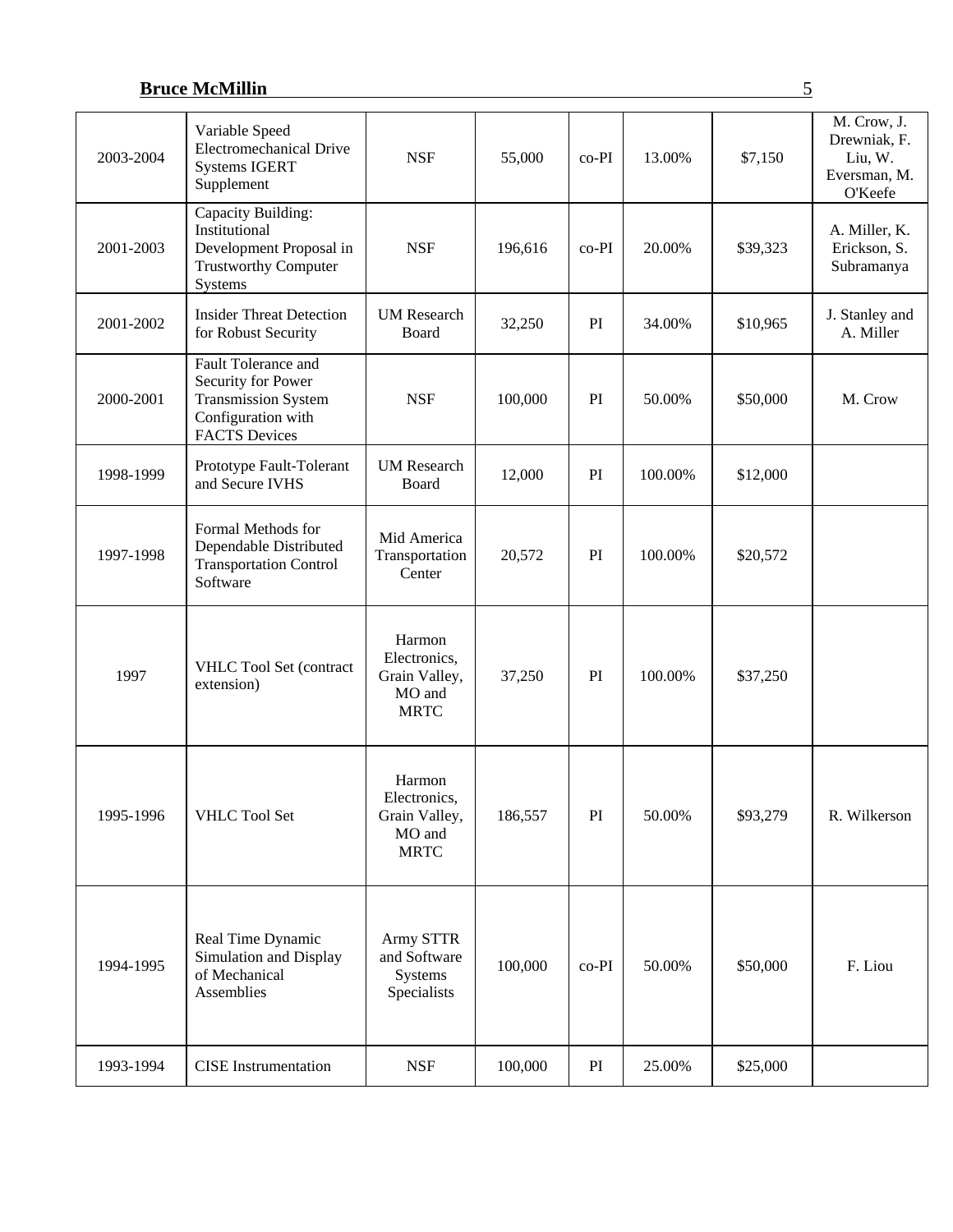| | | | | | | | |
|---|---|---|---|---|---|---|---|
| 2003-2004 | Variable Speed Electromechanical Drive Systems IGERT Supplement | NSF | 55,000 | co-PI | 13.00% | $7,150 | M. Crow, J. Drewniak, F. Liu, W. Eversman, M. O'Keefe |
| 2001-2003 | Capacity Building: Institutional Development Proposal in Trustworthy Computer Systems | NSF | 196,616 | co-PI | 20.00% | $39,323 | A. Miller, K. Erickson, S. Subramanya |
| 2001-2002 | Insider Threat Detection for Robust Security | UM Research Board | 32,250 | PI | 34.00% | $10,965 | J. Stanley and A. Miller |
| 2000-2001 | Fault Tolerance and Security for Power Transmission System Configuration with FACTS Devices | NSF | 100,000 | PI | 50.00% | $50,000 | M. Crow |
| 1998-1999 | Prototype Fault-Tolerant and Secure IVHS | UM Research Board | 12,000 | PI | 100.00% | $12,000 | |
| 1997-1998 | Formal Methods for Dependable Distributed Transportation Control Software | Mid America Transportation Center | 20,572 | PI | 100.00% | $20,572 | |
| 1997 | VHLC Tool Set (contract extension) | Harmon Electronics, Grain Valley, MO and MRTC | 37,250 | PI | 100.00% | $37,250 | |
| 1995-1996 | VHLC Tool Set | Harmon Electronics, Grain Valley, MO and MRTC | 186,557 | PI | 50.00% | $93,279 | R. Wilkerson |
| 1994-1995 | Real Time Dynamic Simulation and Display of Mechanical Assemblies | Army STTR and Software Systems Specialists | 100,000 | co-PI | 50.00% | $50,000 | F. Liou |
| 1993-1994 | CISE Instrumentation | NSF | 100,000 | PI | 25.00% | $25,000 | |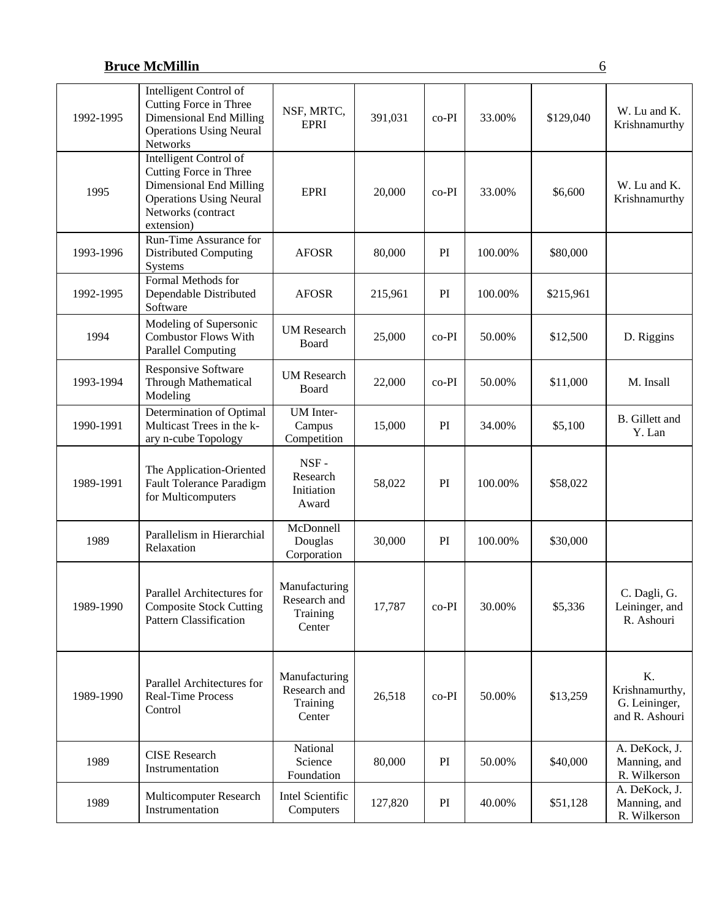| | | | | | | | |
|---|---|---|---|---|---|---|---|
| 1992-1995 | Intelligent Control of Cutting Force in Three Dimensional End Milling Operations Using Neural Networks | NSF, MRTC, EPRI | 391,031 | co-PI | 33.00% | $129,040 | W. Lu and K. Krishnamurthy |
| 1995 | Intelligent Control of Cutting Force in Three Dimensional End Milling Operations Using Neural Networks (contract extension) | EPRI | 20,000 | co-PI | 33.00% | $6,600 | W. Lu and K. Krishnamurthy |
| 1993-1996 | Run-Time Assurance for Distributed Computing Systems | AFOSR | 80,000 | PI | 100.00% | $80,000 | |
| 1992-1995 | Formal Methods for Dependable Distributed Software | AFOSR | 215,961 | PI | 100.00% | $215,961 | |
| 1994 | Modeling of Supersonic Combustor Flows With Parallel Computing | UM Research Board | 25,000 | co-PI | 50.00% | $12,500 | D. Riggins |
| 1993-1994 | Responsive Software Through Mathematical Modeling | UM Research Board | 22,000 | co-PI | 50.00% | $11,000 | M. Insall |
| 1990-1991 | Determination of Optimal Multicast Trees in the k-ary n-cube Topology | UM Inter-Campus Competition | 15,000 | PI | 34.00% | $5,100 | B. Gillett and Y. Lan |
| 1989-1991 | The Application-Oriented Fault Tolerance Paradigm for Multicomputers | NSF - Research Initiation Award | 58,022 | PI | 100.00% | $58,022 | |
| 1989 | Parallelism in Hierarchial Relaxation | McDonnell Douglas Corporation | 30,000 | PI | 100.00% | $30,000 | |
| 1989-1990 | Parallel Architectures for Composite Stock Cutting Pattern Classification | Manufacturing Research and Training Center | 17,787 | co-PI | 30.00% | $5,336 | C. Dagli, G. Leininger, and R. Ashouri |
| 1989-1990 | Parallel Architectures for Real-Time Process Control | Manufacturing Research and Training Center | 26,518 | co-PI | 50.00% | $13,259 | K. Krishnamurthy, G. Leininger, and R. Ashouri |
| 1989 | CISE Research Instrumentation | National Science Foundation | 80,000 | PI | 50.00% | $40,000 | A. DeKock, J. Manning, and R. Wilkerson |
| 1989 | Multicomputer Research Instrumentation | Intel Scientific Computers | 127,820 | PI | 40.00% | $51,128 | A. DeKock, J. Manning, and R. Wilkerson |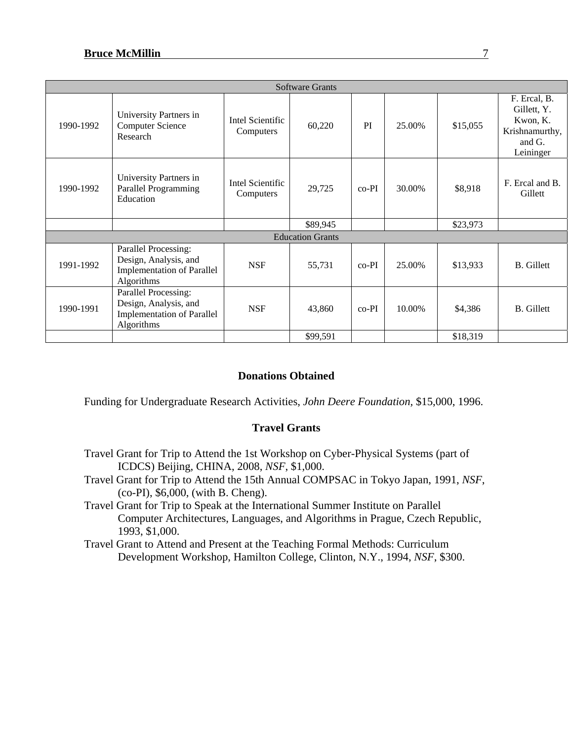| | | | | | | | |
|---|---|---|---|---|---|---|---|
| Software Grants | | | | | | | |
| 1990-1992 | University Partners in Computer Science Research | Intel Scientific Computers | 60,220 | PI | 25.00% | $15,055 | F. Ercal, B. Gillett, Y. Kwon, K. Krishnamurthy, and G. Leininger |
| 1990-1992 | University Partners in Parallel Programming Education | Intel Scientific Computers | 29,725 | co-PI | 30.00% | $8,918 | F. Ercal and B. Gillett |
| | | | $89,945 | | | $23,973 | |
| Education Grants | | | | | | | |
| 1991-1992 | Parallel Processing: Design, Analysis, and Implementation of Parallel Algorithms | NSF | 55,731 | co-PI | 25.00% | $13,933 | B. Gillett |
| 1990-1991 | Parallel Processing: Design, Analysis, and Implementation of Parallel Algorithms | NSF | 43,860 | co-PI | 10.00% | $4,386 | B. Gillett |
| | | | $99,591 | | | $18,319 | |

## Donations Obtained

Funding for Undergraduate Research Activities, *John Deere Foundation*, $15,000, 1996.

## Travel Grants

Travel Grant for Trip to Attend the 1st Workshop on Cyber-Physical Systems (part of ICDCS) Beijing, CHINA, 2008, *NSF*, $1,000.

Travel Grant for Trip to Attend the 15th Annual COMPSAC in Tokyo Japan, 1991, *NSF*, (co-PI), $6,000, (with B. Cheng).

Travel Grant for Trip to Speak at the International Summer Institute on Parallel Computer Architectures, Languages, and Algorithms in Prague, Czech Republic, 1993, $1,000.

Travel Grant to Attend and Present at the Teaching Formal Methods: Curriculum Development Workshop, Hamilton College, Clinton, N.Y., 1994, *NSF*, $300.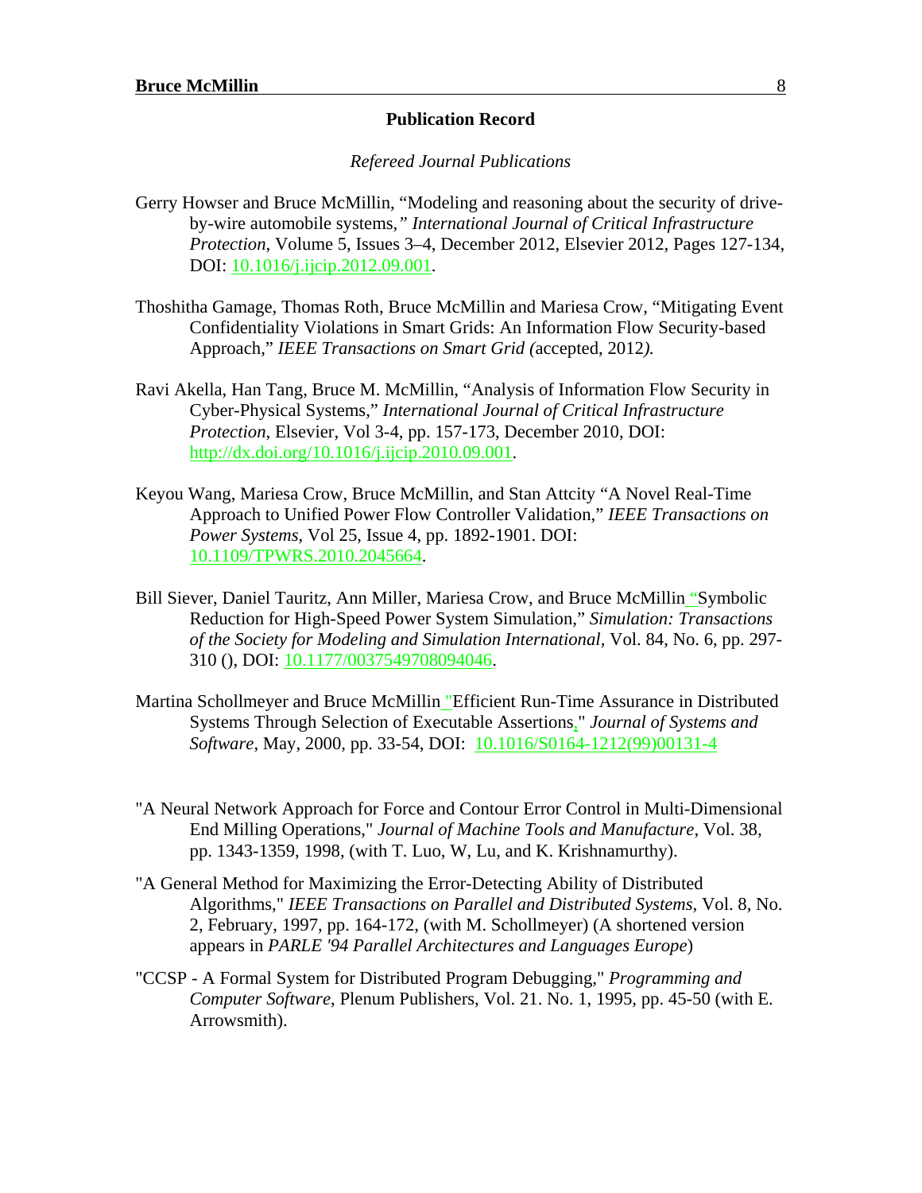## Publication Record

### *Refereed Journal Publications*

Gerry Howser and Bruce McMillin, "Modeling and reasoning about the security of drive-by-wire automobile systems," *International Journal of Critical Infrastructure Protection*, Volume 5, Issues 3–4, December 2012, Elsevier 2012, Pages 127-134, DOI: 10.1016/j.ijcip.2012.09.001.

Thoshitha Gamage, Thomas Roth, Bruce McMillin and Mariesa Crow, "Mitigating Event Confidentiality Violations in Smart Grids: An Information Flow Security-based Approach," *IEEE Transactions on Smart Grid (*accepted, 2012*).*

Ravi Akella, Han Tang, Bruce M. McMillin, "Analysis of Information Flow Security in Cyber-Physical Systems," *International Journal of Critical Infrastructure Protection*, Elsevier, Vol 3-4, pp. 157-173, December 2010, DOI: http://dx.doi.org/10.1016/j.ijcip.2010.09.001.

Keyou Wang, Mariesa Crow, Bruce McMillin, and Stan Attcity "A Novel Real-Time Approach to Unified Power Flow Controller Validation," *IEEE Transactions on Power Systems*, Vol 25, Issue 4, pp. 1892-1901. DOI: 10.1109/TPWRS.2010.2045664.

Bill Siever, Daniel Tauritz, Ann Miller, Mariesa Crow, and Bruce McMillin "Symbolic Reduction for High-Speed Power System Simulation," *Simulation: Transactions of the Society for Modeling and Simulation International*, Vol. 84, No. 6, pp. 297-310 (), DOI: 10.1177/0037549708094046.

Martina Schollmeyer and Bruce McMillin "Efficient Run-Time Assurance in Distributed Systems Through Selection of Executable Assertions," *Journal of Systems and Software*, May, 2000, pp. 33-54, DOI: 10.1016/S0164-1212(99)00131-4

"A Neural Network Approach for Force and Contour Error Control in Multi-Dimensional End Milling Operations," *Journal of Machine Tools and Manufacture*, Vol. 38, pp. 1343-1359, 1998, (with T. Luo, W, Lu, and K. Krishnamurthy).

"A General Method for Maximizing the Error-Detecting Ability of Distributed Algorithms," *IEEE Transactions on Parallel and Distributed Systems*, Vol. 8, No. 2, February, 1997, pp. 164-172, (with M. Schollmeyer) (A shortened version appears in *PARLE '94 Parallel Architectures and Languages Europe*)

"CCSP - A Formal System for Distributed Program Debugging," *Programming and Computer Software*, Plenum Publishers, Vol. 21. No. 1, 1995, pp. 45-50 (with E. Arrowsmith).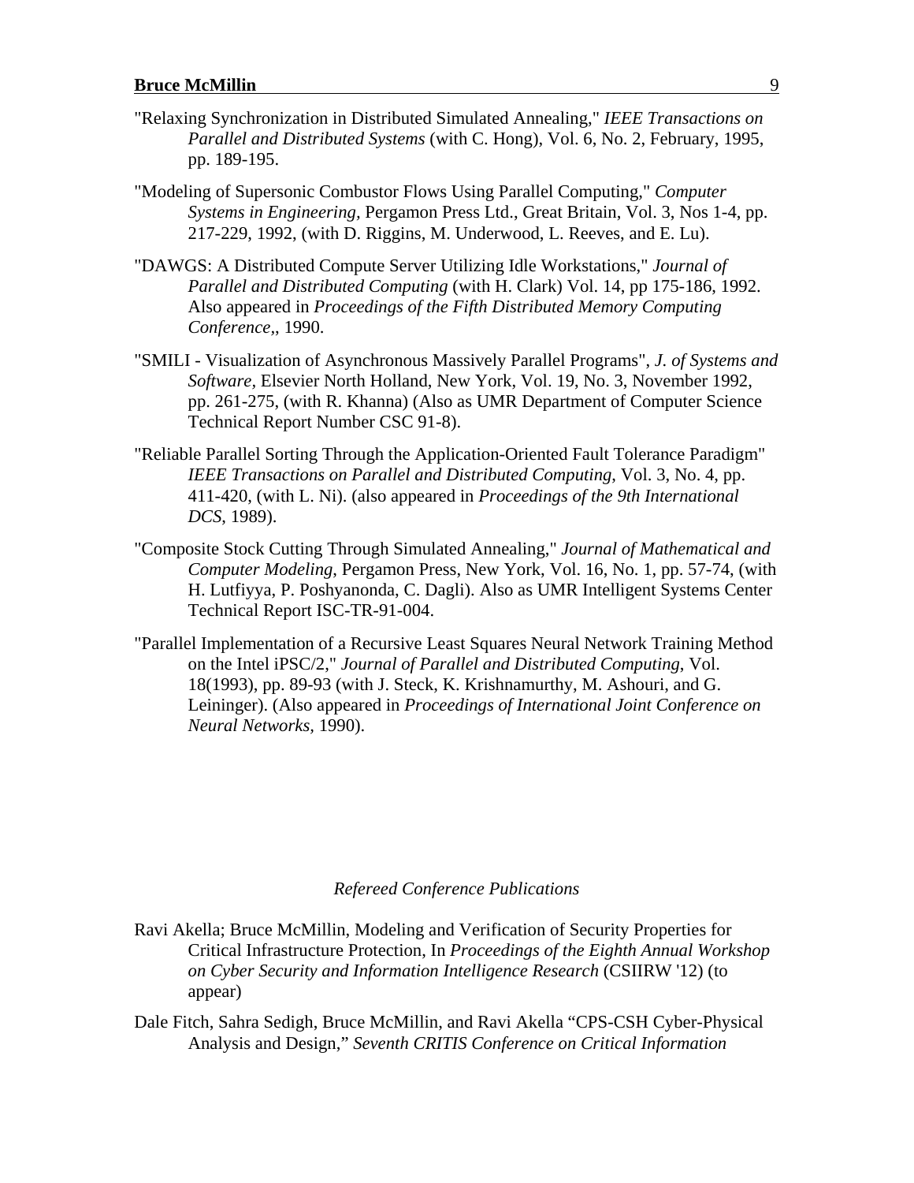"Relaxing Synchronization in Distributed Simulated Annealing," *IEEE Transactions on Parallel and Distributed Systems* (with C. Hong), Vol. 6, No. 2, February, 1995, pp. 189-195.

"Modeling of Supersonic Combustor Flows Using Parallel Computing," *Computer Systems in Engineering,* Pergamon Press Ltd., Great Britain, Vol. 3, Nos 1-4, pp. 217-229, 1992, (with D. Riggins, M. Underwood, L. Reeves, and E. Lu).

"DAWGS: A Distributed Compute Server Utilizing Idle Workstations," *Journal of Parallel and Distributed Computing* (with H. Clark) Vol. 14, pp 175-186, 1992. Also appeared in *Proceedings of the Fifth Distributed Memory Computing Conference,*, 1990.

"SMILI - Visualization of Asynchronous Massively Parallel Programs", *J. of Systems and Software,* Elsevier North Holland, New York, Vol. 19, No. 3, November 1992, pp. 261-275, (with R. Khanna) (Also as UMR Department of Computer Science Technical Report Number CSC 91-8).

"Reliable Parallel Sorting Through the Application-Oriented Fault Tolerance Paradigm" *IEEE Transactions on Parallel and Distributed Computing*, Vol. 3, No. 4, pp. 411-420, (with L. Ni). (also appeared in *Proceedings of the 9th International DCS*, 1989).

"Composite Stock Cutting Through Simulated Annealing," *Journal of Mathematical and Computer Modeling*, Pergamon Press, New York, Vol. 16, No. 1, pp. 57-74, (with H. Lutfiyya, P. Poshyanonda, C. Dagli). Also as UMR Intelligent Systems Center Technical Report ISC-TR-91-004.

"Parallel Implementation of a Recursive Least Squares Neural Network Training Method on the Intel iPSC/2," *Journal of Parallel and Distributed Computing*, Vol. 18(1993), pp. 89-93 (with J. Steck, K. Krishnamurthy, M. Ashouri, and G. Leininger). (Also appeared in *Proceedings of International Joint Conference on Neural Networks,* 1990).

*Refereed Conference Publications*

Ravi Akella; Bruce McMillin, Modeling and Verification of Security Properties for Critical Infrastructure Protection, In *Proceedings of the Eighth Annual Workshop on Cyber Security and Information Intelligence Research* (CSIIRW '12) (to appear)

Dale Fitch, Sahra Sedigh, Bruce McMillin, and Ravi Akella "CPS-CSH Cyber-Physical Analysis and Design," *Seventh CRITIS Conference on Critical Information*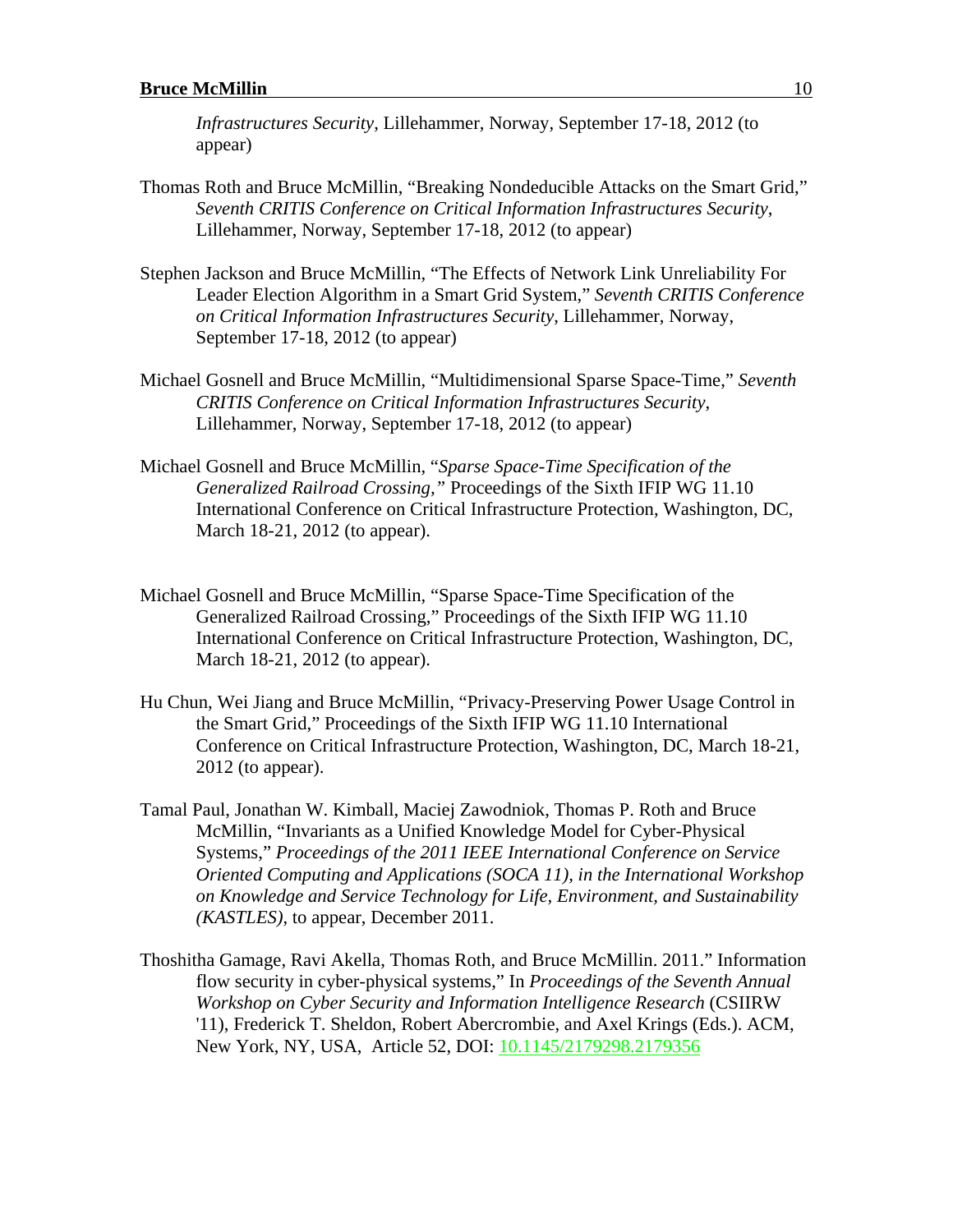*Infrastructures Security*, Lillehammer, Norway, September 17-18, 2012 (to appear)

Thomas Roth and Bruce McMillin, "Breaking Nondeducible Attacks on the Smart Grid," *Seventh CRITIS Conference on Critical Information Infrastructures Security*, Lillehammer, Norway, September 17-18, 2012 (to appear)

Stephen Jackson and Bruce McMillin, "The Effects of Network Link Unreliability For Leader Election Algorithm in a Smart Grid System," *Seventh CRITIS Conference on Critical Information Infrastructures Security*, Lillehammer, Norway, September 17-18, 2012 (to appear)

Michael Gosnell and Bruce McMillin, "Multidimensional Sparse Space-Time," *Seventh CRITIS Conference on Critical Information Infrastructures Security*, Lillehammer, Norway, September 17-18, 2012 (to appear)

Michael Gosnell and Bruce McMillin, "*Sparse Space-Time Specification of the Generalized Railroad Crossing,"* Proceedings of the Sixth IFIP WG 11.10 International Conference on Critical Infrastructure Protection, Washington, DC, March 18-21, 2012 (to appear).

Michael Gosnell and Bruce McMillin, "Sparse Space-Time Specification of the Generalized Railroad Crossing," Proceedings of the Sixth IFIP WG 11.10 International Conference on Critical Infrastructure Protection, Washington, DC, March 18-21, 2012 (to appear).

Hu Chun, Wei Jiang and Bruce McMillin, "Privacy-Preserving Power Usage Control in the Smart Grid," Proceedings of the Sixth IFIP WG 11.10 International Conference on Critical Infrastructure Protection, Washington, DC, March 18-21, 2012 (to appear).

Tamal Paul, Jonathan W. Kimball, Maciej Zawodniok, Thomas P. Roth and Bruce McMillin, "Invariants as a Unified Knowledge Model for Cyber-Physical Systems," *Proceedings of the 2011 IEEE International Conference on Service Oriented Computing and Applications (SOCA 11), in the International Workshop on Knowledge and Service Technology for Life, Environment, and Sustainability (KASTLES)*, to appear, December 2011.

Thoshitha Gamage, Ravi Akella, Thomas Roth, and Bruce McMillin. 2011." Information flow security in cyber-physical systems," In *Proceedings of the Seventh Annual Workshop on Cyber Security and Information Intelligence Research* (CSIIRW '11), Frederick T. Sheldon, Robert Abercrombie, and Axel Krings (Eds.). ACM, New York, NY, USA, Article 52, DOI: 10.1145/2179298.2179356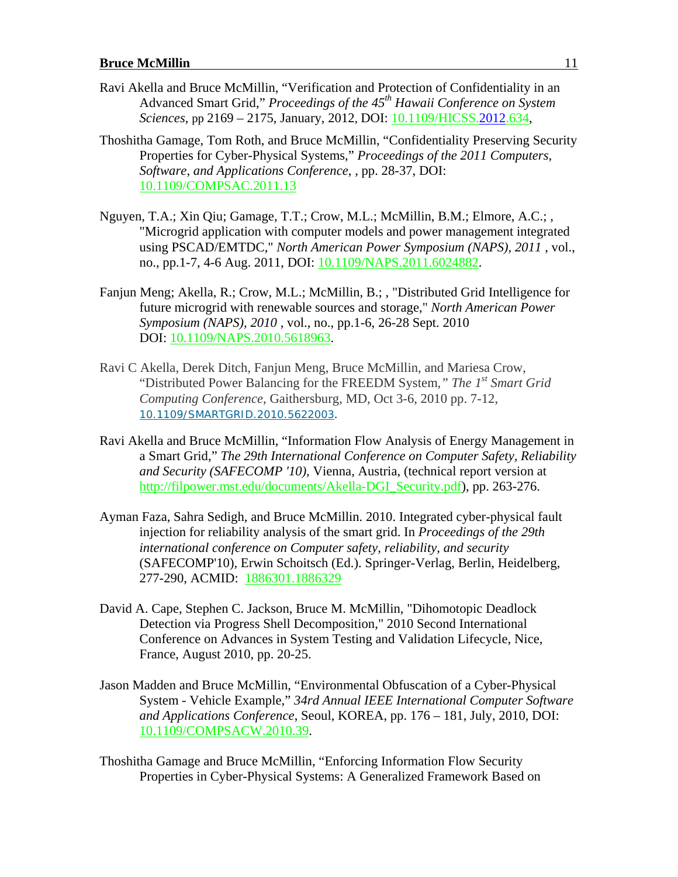Ravi Akella and Bruce McMillin, "Verification and Protection of Confidentiality in an Advanced Smart Grid," *Proceedings of the 45th Hawaii Conference on System Sciences*, pp 2169 – 2175, January, 2012, DOI: 10.1109/HICSS.2012.634,

Thoshitha Gamage, Tom Roth, and Bruce McMillin, "Confidentiality Preserving Security Properties for Cyber-Physical Systems," *Proceedings of the 2011 Computers, Software, and Applications Conference*, , pp. 28-37, DOI: 10.1109/COMPSAC.2011.13

Nguyen, T.A.; Xin Qiu; Gamage, T.T.; Crow, M.L.; McMillin, B.M.; Elmore, A.C.; , "Microgrid application with computer models and power management integrated using PSCAD/EMTDC," *North American Power Symposium (NAPS), 2011* , vol., no., pp.1-7, 4-6 Aug. 2011, DOI: 10.1109/NAPS.2011.6024882.

Fanjun Meng; Akella, R.; Crow, M.L.; McMillin, B.; , "Distributed Grid Intelligence for future microgrid with renewable sources and storage," *North American Power Symposium (NAPS), 2010* , vol., no., pp.1-6, 26-28 Sept. 2010 DOI: 10.1109/NAPS.2010.5618963.

Ravi C Akella, Derek Ditch, Fanjun Meng, Bruce McMillin, and Mariesa Crow, "Distributed Power Balancing for the FREEDM System," *The 1st Smart Grid Computing Conference*, Gaithersburg, MD, Oct 3-6, 2010 pp. 7-12, 10.1109/SMARTGRID.2010.5622003.

Ravi Akella and Bruce McMillin, "Information Flow Analysis of Energy Management in a Smart Grid," *The 29th International Conference on Computer Safety, Reliability and Security (SAFECOMP '10)*, Vienna, Austria, (technical report version at http://filpower.mst.edu/documents/Akella-DGI_Security.pdf), pp. 263-276.

Ayman Faza, Sahra Sedigh, and Bruce McMillin. 2010. Integrated cyber-physical fault injection for reliability analysis of the smart grid. In *Proceedings of the 29th international conference on Computer safety, reliability, and security* (SAFECOMP'10), Erwin Schoitsch (Ed.). Springer-Verlag, Berlin, Heidelberg, 277-290, ACMID: 1886301.1886329

David A. Cape, Stephen C. Jackson, Bruce M. McMillin, "Dihomotopic Deadlock Detection via Progress Shell Decomposition," 2010 Second International Conference on Advances in System Testing and Validation Lifecycle, Nice, France, August 2010, pp. 20-25.

Jason Madden and Bruce McMillin, "Environmental Obfuscation of a Cyber-Physical System - Vehicle Example," *34rd Annual IEEE International Computer Software and Applications Conference*, Seoul, KOREA, pp. 176 – 181, July, 2010, DOI: 10.1109/COMPSACW.2010.39.

Thoshitha Gamage and Bruce McMillin, "Enforcing Information Flow Security Properties in Cyber-Physical Systems: A Generalized Framework Based on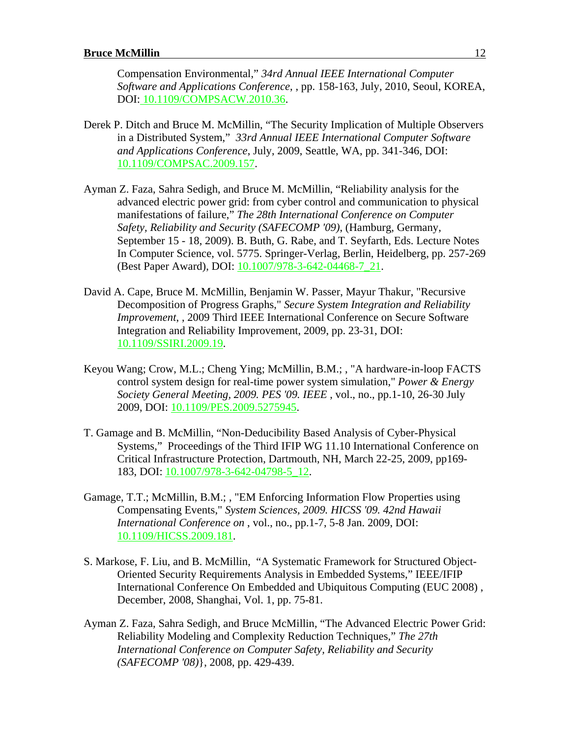Compensation Environmental," *34rd Annual IEEE International Computer Software and Applications Conference*, , pp. 158-163, July, 2010, Seoul, KOREA, DOI: 10.1109/COMPSACW.2010.36.

Derek P. Ditch and Bruce M. McMillin, "The Security Implication of Multiple Observers in a Distributed System," *33rd Annual IEEE International Computer Software and Applications Conference*, July, 2009, Seattle, WA, pp. 341-346, DOI: 10.1109/COMPSAC.2009.157.

Ayman Z. Faza, Sahra Sedigh, and Bruce M. McMillin, "Reliability analysis for the advanced electric power grid: from cyber control and communication to physical manifestations of failure," *The 28th International Conference on Computer Safety, Reliability and Security (SAFECOMP '09)*, (Hamburg, Germany, September 15 - 18, 2009). B. Buth, G. Rabe, and T. Seyfarth, Eds. Lecture Notes In Computer Science, vol. 5775. Springer-Verlag, Berlin, Heidelberg, pp. 257-269 (Best Paper Award), DOI: 10.1007/978-3-642-04468-7_21.

David A. Cape, Bruce M. McMillin, Benjamin W. Passer, Mayur Thakur, "Recursive Decomposition of Progress Graphs," *Secure System Integration and Reliability Improvement*, , 2009 Third IEEE International Conference on Secure Software Integration and Reliability Improvement, 2009, pp. 23-31, DOI: 10.1109/SSIRI.2009.19.

Keyou Wang; Crow, M.L.; Cheng Ying; McMillin, B.M.; , "A hardware-in-loop FACTS control system design for real-time power system simulation," *Power & Energy Society General Meeting, 2009. PES '09. IEEE* , vol., no., pp.1-10, 26-30 July 2009, DOI: 10.1109/PES.2009.5275945.

T. Gamage and B. McMillin, "Non-Deducibility Based Analysis of Cyber-Physical Systems," Proceedings of the Third IFIP WG 11.10 International Conference on Critical Infrastructure Protection, Dartmouth, NH, March 22-25, 2009, pp169-183, DOI: 10.1007/978-3-642-04798-5_12.

Gamage, T.T.; McMillin, B.M.; , "EM Enforcing Information Flow Properties using Compensating Events," *System Sciences, 2009. HICSS '09. 42nd Hawaii International Conference on* , vol., no., pp.1-7, 5-8 Jan. 2009, DOI: 10.1109/HICSS.2009.181.

S. Markose, F. Liu, and B. McMillin, "A Systematic Framework for Structured Object-Oriented Security Requirements Analysis in Embedded Systems," IEEE/IFIP International Conference On Embedded and Ubiquitous Computing (EUC 2008) , December, 2008, Shanghai, Vol. 1, pp. 75-81.

Ayman Z. Faza, Sahra Sedigh, and Bruce McMillin, "The Advanced Electric Power Grid: Reliability Modeling and Complexity Reduction Techniques," *The 27th International Conference on Computer Safety, Reliability and Security (SAFECOMP '08)*}, 2008, pp. 429-439.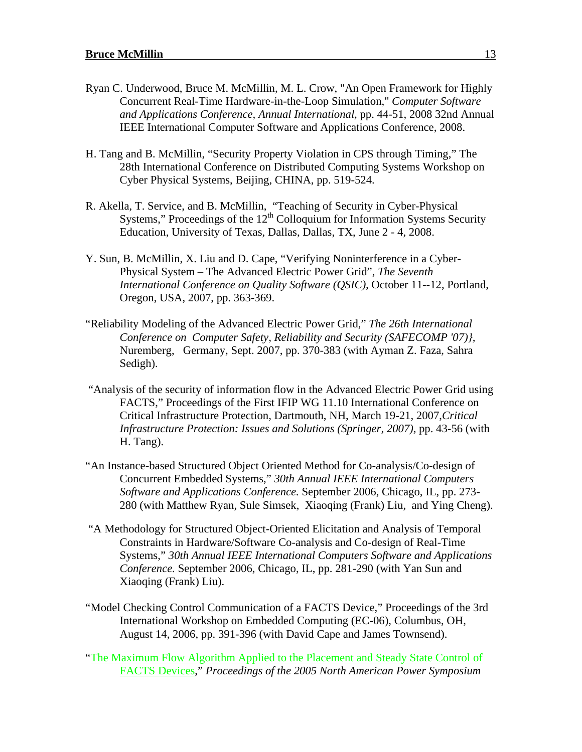Ryan C. Underwood, Bruce M. McMillin, M. L. Crow, "An Open Framework for Highly Concurrent Real-Time Hardware-in-the-Loop Simulation," *Computer Software and Applications Conference, Annual International*, pp. 44-51, 2008 32nd Annual IEEE International Computer Software and Applications Conference, 2008.

H. Tang and B. McMillin, "Security Property Violation in CPS through Timing," The 28th International Conference on Distributed Computing Systems Workshop on Cyber Physical Systems, Beijing, CHINA, pp. 519-524.

R. Akella, T. Service, and B. McMillin, "Teaching of Security in Cyber-Physical Systems," Proceedings of the 12th Colloquium for Information Systems Security Education, University of Texas, Dallas, Dallas, TX, June 2 - 4, 2008.

Y. Sun, B. McMillin, X. Liu and D. Cape, "Verifying Noninterference in a Cyber-Physical System – The Advanced Electric Power Grid", *The Seventh International Conference on Quality Software (QSIC),* October 11--12, Portland, Oregon, USA, 2007, pp. 363-369.

"Reliability Modeling of the Advanced Electric Power Grid," *The 26th International Conference on Computer Safety, Reliability and Security (SAFECOMP '07)},* Nuremberg, Germany, Sept. 2007, pp. 370-383 (with Ayman Z. Faza, Sahra Sedigh).

"Analysis of the security of information flow in the Advanced Electric Power Grid using FACTS," Proceedings of the First IFIP WG 11.10 International Conference on Critical Infrastructure Protection, Dartmouth, NH, March 19-21, 2007,*Critical Infrastructure Protection: Issues and Solutions (Springer, 2007),* pp. 43-56 (with H. Tang).

"An Instance-based Structured Object Oriented Method for Co-analysis/Co-design of Concurrent Embedded Systems," *30th Annual IEEE International Computers Software and Applications Conference.* September 2006, Chicago, IL, pp. 273-280 (with Matthew Ryan, Sule Simsek, Xiaoqing (Frank) Liu, and Ying Cheng).

"A Methodology for Structured Object-Oriented Elicitation and Analysis of Temporal Constraints in Hardware/Software Co-analysis and Co-design of Real-Time Systems," *30th Annual IEEE International Computers Software and Applications Conference.* September 2006, Chicago, IL, pp. 281-290 (with Yan Sun and Xiaoqing (Frank) Liu).

"Model Checking Control Communication of a FACTS Device," Proceedings of the 3rd International Workshop on Embedded Computing (EC-06), Columbus, OH, August 14, 2006, pp. 391-396 (with David Cape and James Townsend).

"The Maximum Flow Algorithm Applied to the Placement and Steady State Control of FACTS Devices," *Proceedings of the 2005 North American Power Symposium*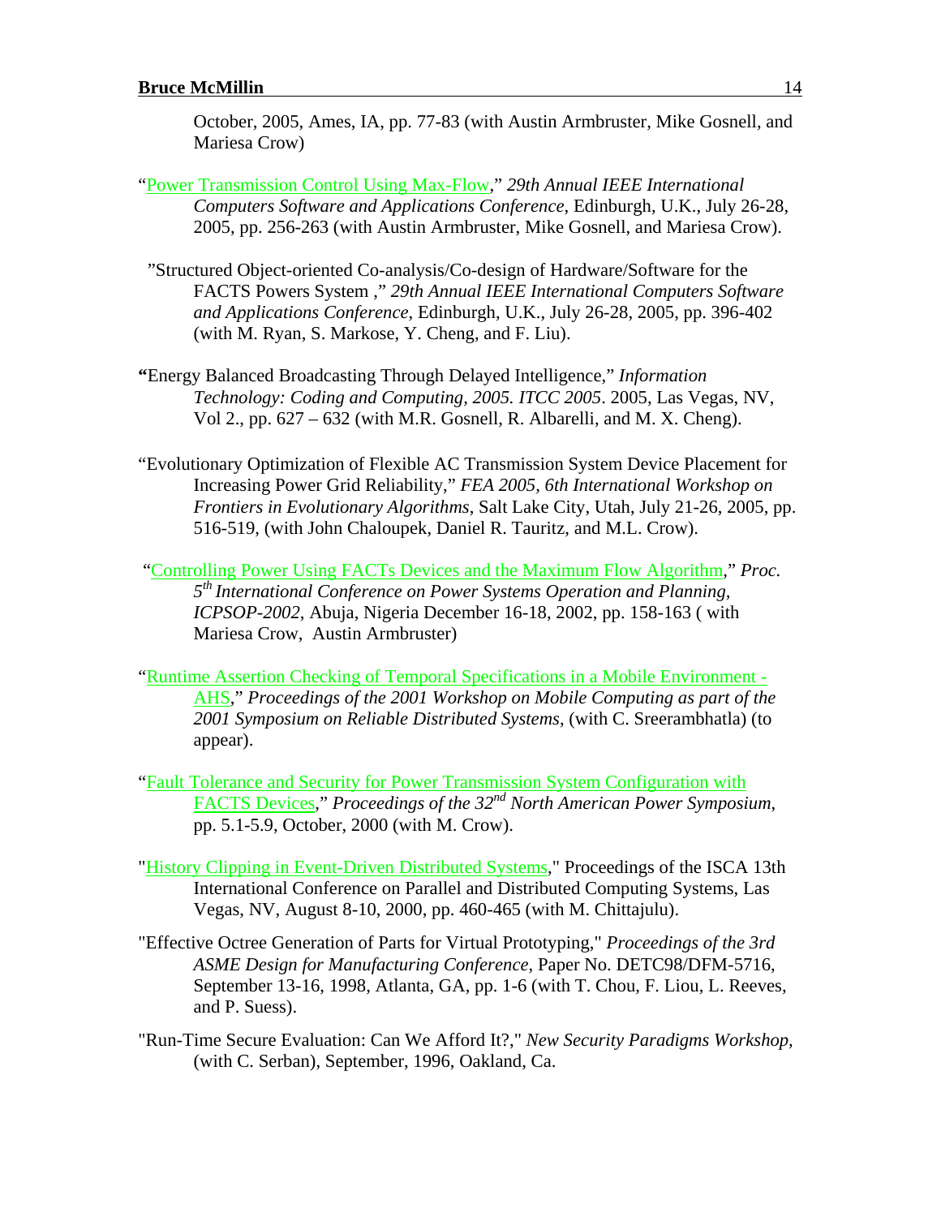October, 2005, Ames, IA, pp. 77-83 (with Austin Armbruster, Mike Gosnell, and Mariesa Crow)

"Power Transmission Control Using Max-Flow," *29th Annual IEEE International Computers Software and Applications Conference*, Edinburgh, U.K., July 26-28, 2005, pp. 256-263 (with Austin Armbruster, Mike Gosnell, and Mariesa Crow).

"Structured Object-oriented Co-analysis/Co-design of Hardware/Software for the FACTS Powers System ," *29th Annual IEEE International Computers Software and Applications Conference*, Edinburgh, U.K., July 26-28, 2005, pp. 396-402 (with M. Ryan, S. Markose, Y. Cheng, and F. Liu).

**"**Energy Balanced Broadcasting Through Delayed Intelligence," *Information Technology: Coding and Computing, 2005. ITCC 2005*. 2005, Las Vegas, NV, Vol 2., pp. 627 – 632 (with M.R. Gosnell, R. Albarelli, and M. X. Cheng).

"Evolutionary Optimization of Flexible AC Transmission System Device Placement for Increasing Power Grid Reliability," *FEA 2005, 6th International Workshop on Frontiers in Evolutionary Algorithms*, Salt Lake City, Utah, July 21-26, 2005, pp. 516-519, (with John Chaloupek, Daniel R. Tauritz, and M.L. Crow).

"Controlling Power Using FACTs Devices and the Maximum Flow Algorithm," *Proc. 5th International Conference on Power Systems Operation and Planning, ICPSOP-2002*, Abuja, Nigeria December 16-18, 2002, pp. 158-163 ( with Mariesa Crow, Austin Armbruster)

"Runtime Assertion Checking of Temporal Specifications in a Mobile Environment - AHS," *Proceedings of the 2001 Workshop on Mobile Computing as part of the 2001 Symposium on Reliable Distributed Systems*, (with C. Sreerambhatla) (to appear).

"Fault Tolerance and Security for Power Transmission System Configuration with FACTS Devices," *Proceedings of the 32nd North American Power Symposium*, pp. 5.1-5.9, October, 2000 (with M. Crow).

"History Clipping in Event-Driven Distributed Systems," Proceedings of the ISCA 13th International Conference on Parallel and Distributed Computing Systems, Las Vegas, NV, August 8-10, 2000, pp. 460-465 (with M. Chittajulu).

"Effective Octree Generation of Parts for Virtual Prototyping," *Proceedings of the 3rd ASME Design for Manufacturing Conference*, Paper No. DETC98/DFM-5716, September 13-16, 1998, Atlanta, GA, pp. 1-6 (with T. Chou, F. Liou, L. Reeves, and P. Suess).

"Run-Time Secure Evaluation: Can We Afford It?," *New Security Paradigms Workshop,* (with C. Serban), September, 1996, Oakland, Ca.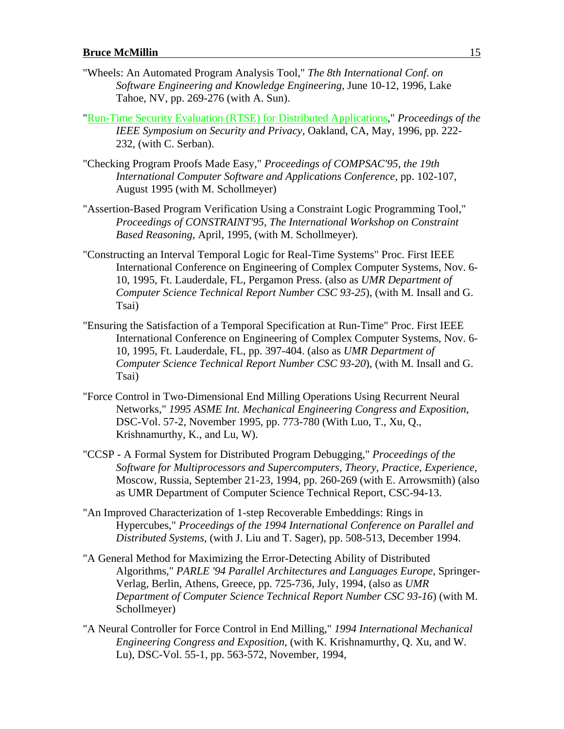"Wheels: An Automated Program Analysis Tool," *The 8th International Conf. on Software Engineering and Knowledge Engineering,* June 10-12, 1996, Lake Tahoe, NV, pp. 269-276 (with A. Sun).

"Run-Time Security Evaluation (RTSE) for Distributed Applications," *Proceedings of the IEEE Symposium on Security and Privacy*, Oakland, CA, May, 1996, pp. 222-232, (with C. Serban).

"Checking Program Proofs Made Easy," *Proceedings of COMPSAC'95, the 19th International Computer Software and Applications Conference*, pp. 102-107, August 1995 (with M. Schollmeyer)

"Assertion-Based Program Verification Using a Constraint Logic Programming Tool," *Proceedings of CONSTRAINT'95, The International Workshop on Constraint Based Reasoning*, April, 1995, (with M. Schollmeyer).

"Constructing an Interval Temporal Logic for Real-Time Systems" Proc. First IEEE International Conference on Engineering of Complex Computer Systems, Nov. 6-10, 1995, Ft. Lauderdale, FL, Pergamon Press. (also as *UMR Department of Computer Science Technical Report Number CSC 93-25*), (with M. Insall and G. Tsai)

"Ensuring the Satisfaction of a Temporal Specification at Run-Time" Proc. First IEEE International Conference on Engineering of Complex Computer Systems, Nov. 6-10, 1995, Ft. Lauderdale, FL, pp. 397-404. (also as *UMR Department of Computer Science Technical Report Number CSC 93-20*), (with M. Insall and G. Tsai)

"Force Control in Two-Dimensional End Milling Operations Using Recurrent Neural Networks," *1995 ASME Int. Mechanical Engineering Congress and Exposition*, DSC-Vol. 57-2, November 1995, pp. 773-780 (With Luo, T., Xu, Q., Krishnamurthy, K., and Lu, W).

"CCSP - A Formal System for Distributed Program Debugging," *Proceedings of the Software for Multiprocessors and Supercomputers, Theory, Practice, Experience,* Moscow, Russia, September 21-23, 1994, pp. 260-269 (with E. Arrowsmith) (also as UMR Department of Computer Science Technical Report, CSC-94-13.

"An Improved Characterization of 1-step Recoverable Embeddings: Rings in Hypercubes," *Proceedings of the 1994 International Conference on Parallel and Distributed Systems,* (with J. Liu and T. Sager), pp. 508-513, December 1994.

"A General Method for Maximizing the Error-Detecting Ability of Distributed Algorithms," *PARLE '94 Parallel Architectures and Languages Europe,* Springer-Verlag, Berlin, Athens, Greece, pp. 725-736, July, 1994, (also as *UMR Department of Computer Science Technical Report Number CSC 93-16*) (with M. Schollmeyer)

"A Neural Controller for Force Control in End Milling," *1994 International Mechanical Engineering Congress and Exposition,* (with K. Krishnamurthy, Q. Xu, and W. Lu), DSC-Vol. 55-1, pp. 563-572, November, 1994,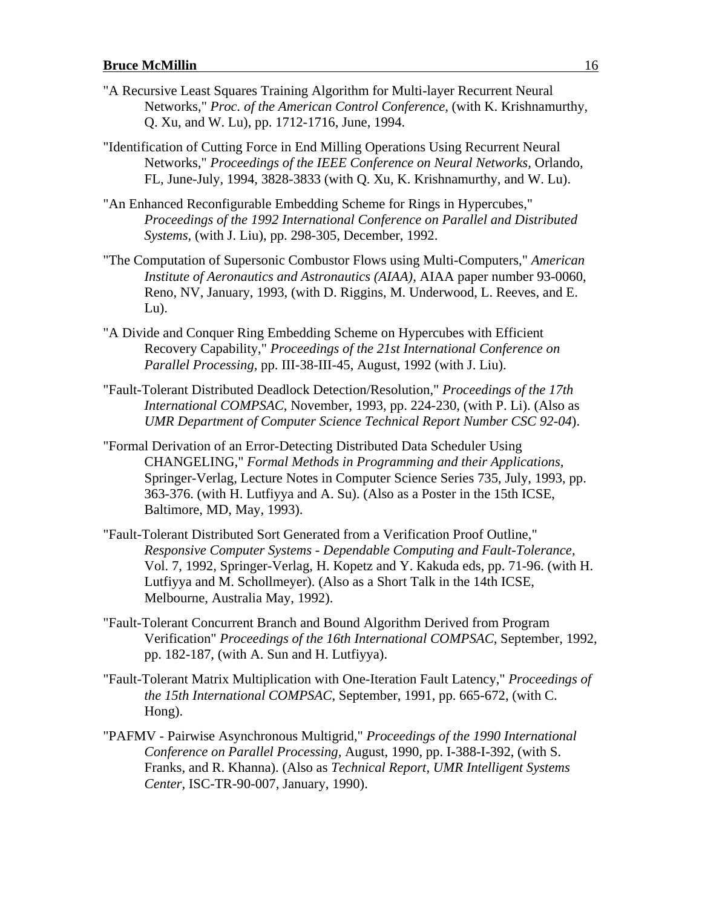"A Recursive Least Squares Training Algorithm for Multi-layer Recurrent Neural Networks," *Proc. of the American Control Conference*, (with K. Krishnamurthy, Q. Xu, and W. Lu), pp. 1712-1716, June, 1994.

"Identification of Cutting Force in End Milling Operations Using Recurrent Neural Networks," *Proceedings of the IEEE Conference on Neural Networks*, Orlando, FL, June-July, 1994, 3828-3833 (with Q. Xu, K. Krishnamurthy, and W. Lu).

"An Enhanced Reconfigurable Embedding Scheme for Rings in Hypercubes," *Proceedings of the 1992 International Conference on Parallel and Distributed Systems*, (with J. Liu), pp. 298-305, December, 1992.

"The Computation of Supersonic Combustor Flows using Multi-Computers," *American Institute of Aeronautics and Astronautics (AIAA)*, AIAA paper number 93-0060, Reno, NV, January, 1993, (with D. Riggins, M. Underwood, L. Reeves, and E. Lu).

"A Divide and Conquer Ring Embedding Scheme on Hypercubes with Efficient Recovery Capability," *Proceedings of the 21st International Conference on Parallel Processing*, pp. III-38-III-45, August, 1992 (with J. Liu).

"Fault-Tolerant Distributed Deadlock Detection/Resolution," *Proceedings of the 17th International COMPSAC*, November, 1993, pp. 224-230, (with P. Li). (Also as *UMR Department of Computer Science Technical Report Number CSC 92-04*).

"Formal Derivation of an Error-Detecting Distributed Data Scheduler Using CHANGELING," *Formal Methods in Programming and their Applications*, Springer-Verlag, Lecture Notes in Computer Science Series 735, July, 1993, pp. 363-376. (with H. Lutfiyya and A. Su). (Also as a Poster in the 15th ICSE, Baltimore, MD, May, 1993).

"Fault-Tolerant Distributed Sort Generated from a Verification Proof Outline," *Responsive Computer Systems - Dependable Computing and Fault-Tolerance*, Vol. 7, 1992, Springer-Verlag, H. Kopetz and Y. Kakuda eds, pp. 71-96. (with H. Lutfiyya and M. Schollmeyer). (Also as a Short Talk in the 14th ICSE, Melbourne, Australia May, 1992).

"Fault-Tolerant Concurrent Branch and Bound Algorithm Derived from Program Verification" *Proceedings of the 16th International COMPSAC*, September, 1992, pp. 182-187, (with A. Sun and H. Lutfiyya).

"Fault-Tolerant Matrix Multiplication with One-Iteration Fault Latency," *Proceedings of the 15th International COMPSAC*, September, 1991, pp. 665-672, (with C. Hong).

"PAFMV - Pairwise Asynchronous Multigrid," *Proceedings of the 1990 International Conference on Parallel Processing*, August, 1990, pp. I-388-I-392, (with S. Franks, and R. Khanna). (Also as *Technical Report, UMR Intelligent Systems Center*, ISC-TR-90-007, January, 1990).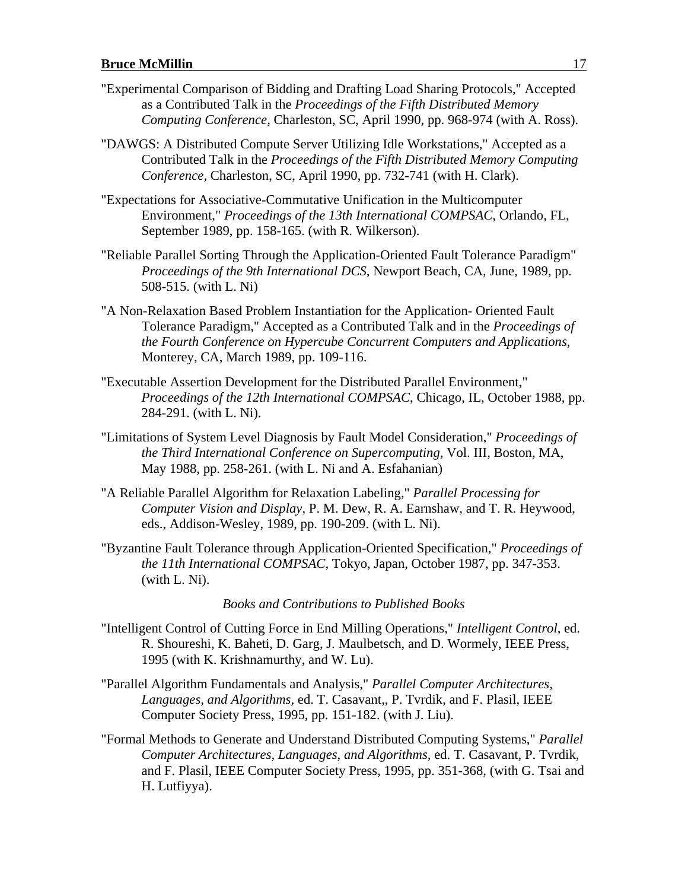"Experimental Comparison of Bidding and Drafting Load Sharing Protocols," Accepted as a Contributed Talk in the *Proceedings of the Fifth Distributed Memory Computing Conference,* Charleston, SC, April 1990, pp. 968-974 (with A. Ross).

"DAWGS: A Distributed Compute Server Utilizing Idle Workstations," Accepted as a Contributed Talk in the *Proceedings of the Fifth Distributed Memory Computing Conference,* Charleston, SC, April 1990, pp. 732-741 (with H. Clark).

"Expectations for Associative-Commutative Unification in the Multicomputer Environment," *Proceedings of the 13th International COMPSAC,* Orlando, FL, September 1989, pp. 158-165. (with R. Wilkerson).

"Reliable Parallel Sorting Through the Application-Oriented Fault Tolerance Paradigm" *Proceedings of the 9th International DCS*, Newport Beach, CA, June, 1989, pp. 508-515. (with L. Ni)

"A Non-Relaxation Based Problem Instantiation for the Application- Oriented Fault Tolerance Paradigm," Accepted as a Contributed Talk and in the *Proceedings of the Fourth Conference on Hypercube Concurrent Computers and Applications*, Monterey, CA, March 1989, pp. 109-116.

"Executable Assertion Development for the Distributed Parallel Environment," *Proceedings of the 12th International COMPSAC*, Chicago, IL, October 1988, pp. 284-291. (with L. Ni).

"Limitations of System Level Diagnosis by Fault Model Consideration," *Proceedings of the Third International Conference on Supercomputing*, Vol. III, Boston, MA, May 1988, pp. 258-261. (with L. Ni and A. Esfahanian)

"A Reliable Parallel Algorithm for Relaxation Labeling," *Parallel Processing for Computer Vision and Display*, P. M. Dew, R. A. Earnshaw, and T. R. Heywood, eds., Addison-Wesley, 1989, pp. 190-209. (with L. Ni).

"Byzantine Fault Tolerance through Application-Oriented Specification," *Proceedings of the 11th International COMPSAC*, Tokyo, Japan, October 1987, pp. 347-353. (with L. Ni).

*Books and Contributions to Published Books*

"Intelligent Control of Cutting Force in End Milling Operations," *Intelligent Control,* ed. R. Shoureshi, K. Baheti, D. Garg, J. Maulbetsch, and D. Wormely, IEEE Press, 1995 (with K. Krishnamurthy, and W. Lu).

"Parallel Algorithm Fundamentals and Analysis," *Parallel Computer Architectures, Languages, and Algorithms,* ed. T. Casavant,, P. Tvrdik, and F. Plasil, IEEE Computer Society Press, 1995, pp. 151-182. (with J. Liu).

"Formal Methods to Generate and Understand Distributed Computing Systems," *Parallel Computer Architectures, Languages, and Algorithms,* ed. T. Casavant, P. Tvrdik, and F. Plasil, IEEE Computer Society Press, 1995, pp. 351-368, (with G. Tsai and H. Lutfiyya).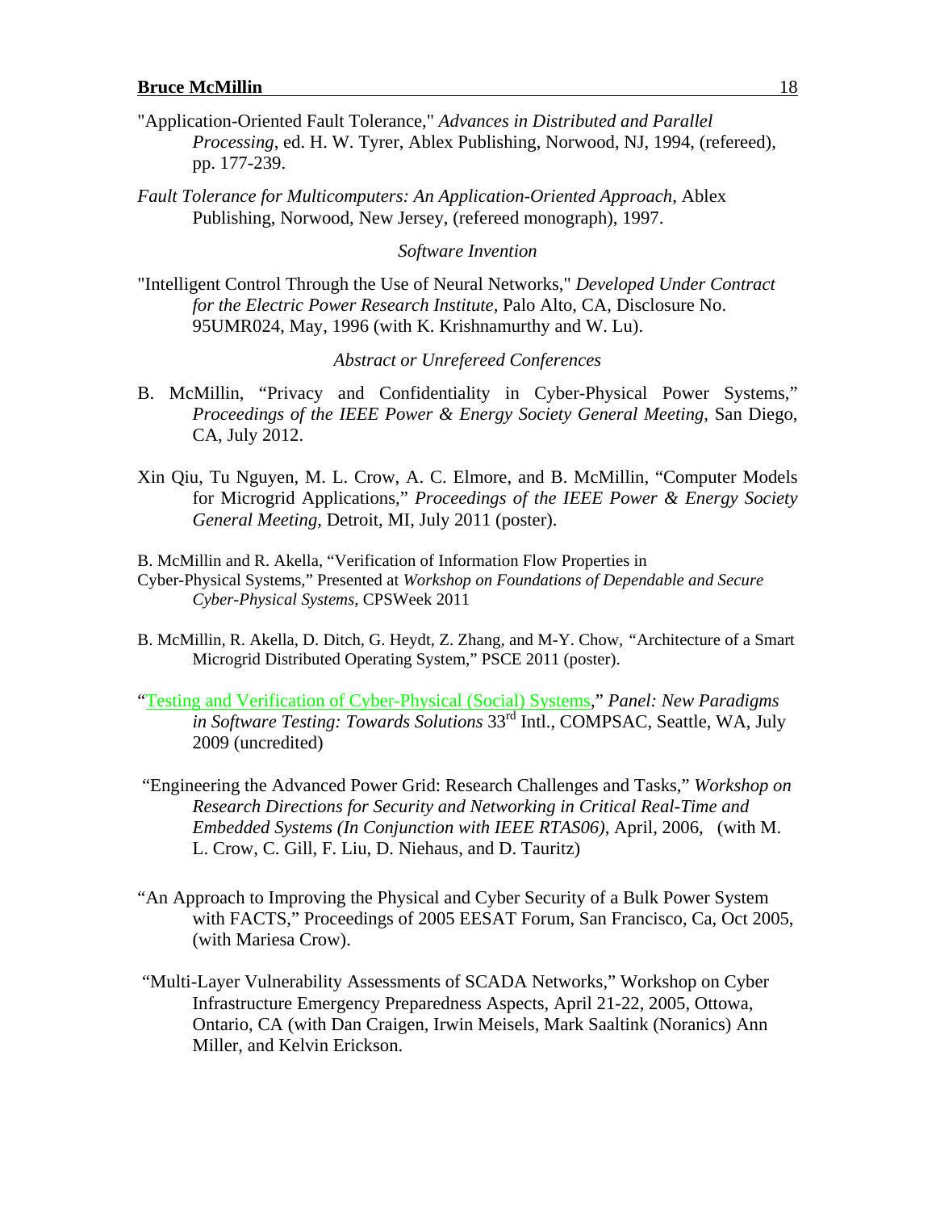"Application-Oriented Fault Tolerance," *Advances in Distributed and Parallel Processing*, ed. H. W. Tyrer, Ablex Publishing, Norwood, NJ, 1994, (refereed), pp. 177-239.

*Fault Tolerance for Multicomputers: An Application-Oriented Approach*, Ablex Publishing, Norwood, New Jersey, (refereed monograph), 1997.

### *Software Invention*

"Intelligent Control Through the Use of Neural Networks," *Developed Under Contract for the Electric Power Research Institute*, Palo Alto, CA, Disclosure No. 95UMR024, May, 1996 (with K. Krishnamurthy and W. Lu).

### *Abstract or Unrefereed Conferences*

B. McMillin, "Privacy and Confidentiality in Cyber-Physical Power Systems," *Proceedings of the IEEE Power & Energy Society General Meeting*, San Diego, CA, July 2012.

Xin Qiu, Tu Nguyen, M. L. Crow, A. C. Elmore, and B. McMillin, "Computer Models for Microgrid Applications," *Proceedings of the IEEE Power & Energy Society General Meeting*, Detroit, MI, July 2011 (poster).

B. McMillin and R. Akella, "Verification of Information Flow Properties in Cyber-Physical Systems," Presented at *Workshop on Foundations of Dependable and Secure Cyber-Physical Systems*, CPSWeek 2011

B. McMillin, R. Akella, D. Ditch, G. Heydt, Z. Zhang, and M-Y. Chow, "Architecture of a Smart Microgrid Distributed Operating System," PSCE 2011 (poster).

"Testing and Verification of Cyber-Physical (Social) Systems," *Panel: New Paradigms in Software Testing: Towards Solutions* 33rd Intl., COMPSAC, Seattle, WA, July 2009 (uncredited)

"Engineering the Advanced Power Grid: Research Challenges and Tasks," *Workshop on Research Directions for Security and Networking in Critical Real-Time and Embedded Systems (In Conjunction with IEEE RTAS06)*, April, 2006, (with M. L. Crow, C. Gill, F. Liu, D. Niehaus, and D. Tauritz)

"An Approach to Improving the Physical and Cyber Security of a Bulk Power System with FACTS," Proceedings of 2005 EESAT Forum, San Francisco, Ca, Oct 2005, (with Mariesa Crow).

"Multi-Layer Vulnerability Assessments of SCADA Networks," Workshop on Cyber Infrastructure Emergency Preparedness Aspects, April 21-22, 2005, Ottowa, Ontario, CA (with Dan Craigen, Irwin Meisels, Mark Saaltink (Noranics) Ann Miller, and Kelvin Erickson.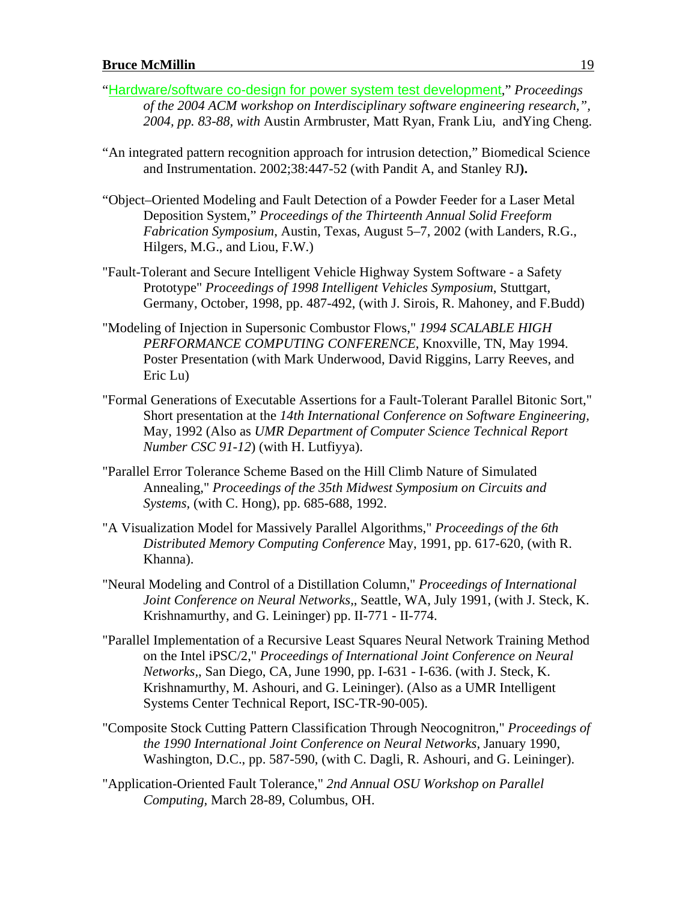"Hardware/software co-design for power system test development," *Proceedings of the 2004 ACM workshop on Interdisciplinary software engineering research,", 2004, pp. 83-88, with* Austin Armbruster, Matt Ryan, Frank Liu, andYing Cheng.

"An integrated pattern recognition approach for intrusion detection," Biomedical Science and Instrumentation. 2002;38:447-52 (with Pandit A, and Stanley RJ**).**

"Object–Oriented Modeling and Fault Detection of a Powder Feeder for a Laser Metal Deposition System," *Proceedings of the Thirteenth Annual Solid Freeform Fabrication Symposium*, Austin, Texas, August 5–7, 2002 (with Landers, R.G., Hilgers, M.G., and Liou, F.W.)

"Fault-Tolerant and Secure Intelligent Vehicle Highway System Software - a Safety Prototype" *Proceedings of 1998 Intelligent Vehicles Symposium*, Stuttgart, Germany, October, 1998, pp. 487-492, (with J. Sirois, R. Mahoney, and F.Budd)

"Modeling of Injection in Supersonic Combustor Flows," *1994 SCALABLE HIGH PERFORMANCE COMPUTING CONFERENCE*, Knoxville, TN, May 1994. Poster Presentation (with Mark Underwood, David Riggins, Larry Reeves, and Eric Lu)

"Formal Generations of Executable Assertions for a Fault-Tolerant Parallel Bitonic Sort," Short presentation at the *14th International Conference on Software Engineering*, May, 1992 (Also as *UMR Department of Computer Science Technical Report Number CSC 91-12*) (with H. Lutfiyya).

"Parallel Error Tolerance Scheme Based on the Hill Climb Nature of Simulated Annealing," *Proceedings of the 35th Midwest Symposium on Circuits and Systems*, (with C. Hong), pp. 685-688, 1992.

"A Visualization Model for Massively Parallel Algorithms," *Proceedings of the 6th Distributed Memory Computing Conference* May, 1991, pp. 617-620, (with R. Khanna).

"Neural Modeling and Control of a Distillation Column," *Proceedings of International Joint Conference on Neural Networks*,, Seattle, WA, July 1991, (with J. Steck, K. Krishnamurthy, and G. Leininger) pp. II-771 - II-774.

"Parallel Implementation of a Recursive Least Squares Neural Network Training Method on the Intel iPSC/2," *Proceedings of International Joint Conference on Neural Networks*,, San Diego, CA, June 1990, pp. I-631 - I-636. (with J. Steck, K. Krishnamurthy, M. Ashouri, and G. Leininger). (Also as a UMR Intelligent Systems Center Technical Report, ISC-TR-90-005).

"Composite Stock Cutting Pattern Classification Through Neocognitron," *Proceedings of the 1990 International Joint Conference on Neural Networks*, January 1990, Washington, D.C., pp. 587-590, (with C. Dagli, R. Ashouri, and G. Leininger).

"Application-Oriented Fault Tolerance," *2nd Annual OSU Workshop on Parallel Computing*, March 28-89, Columbus, OH.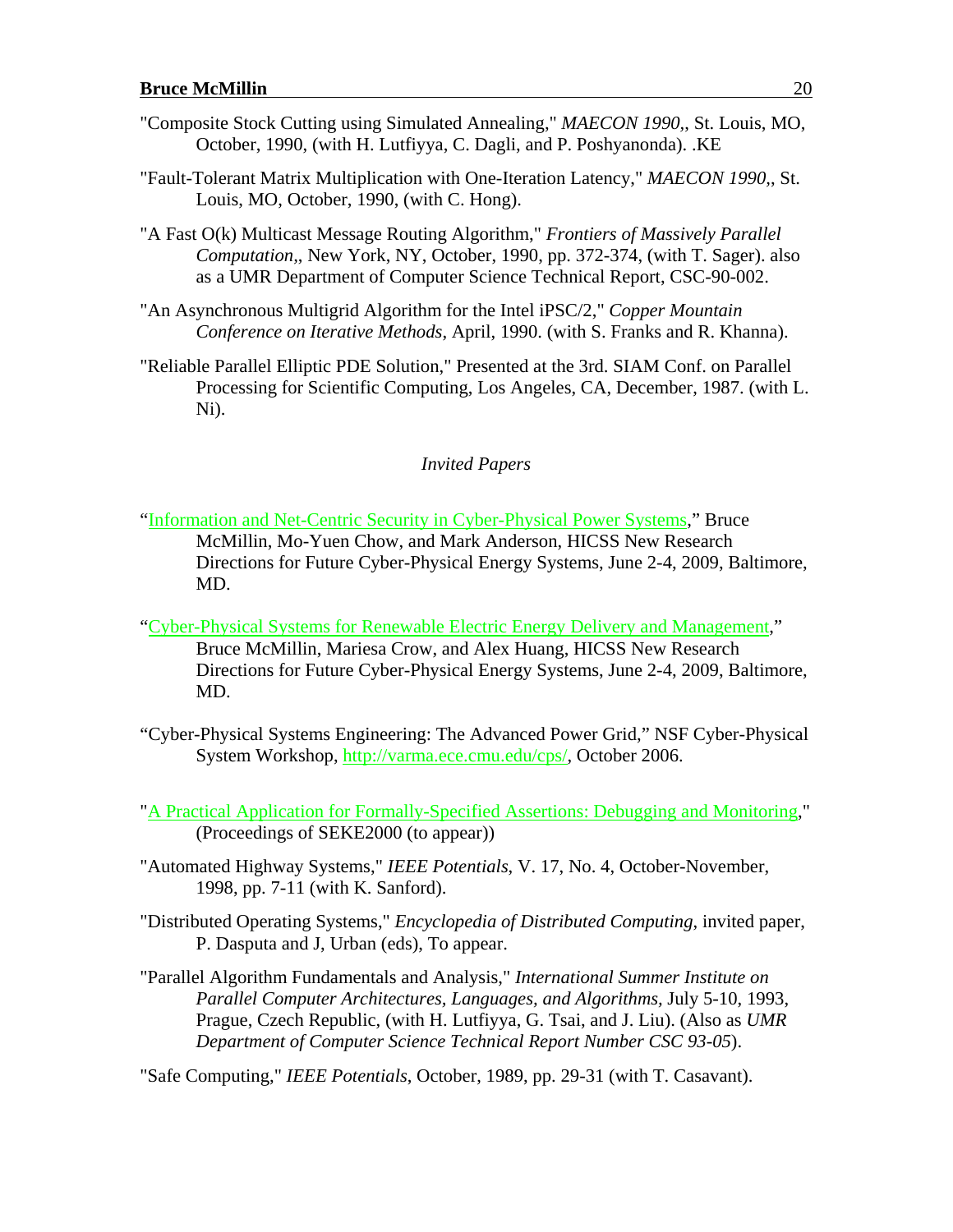"Composite Stock Cutting using Simulated Annealing," *MAECON 1990,*, St. Louis, MO, October, 1990, (with H. Lutfiyya, C. Dagli, and P. Poshyanonda). .KE

"Fault-Tolerant Matrix Multiplication with One-Iteration Latency," *MAECON 1990,*, St. Louis, MO, October, 1990, (with C. Hong).

"A Fast O(k) Multicast Message Routing Algorithm," *Frontiers of Massively Parallel Computation,*, New York, NY, October, 1990, pp. 372-374, (with T. Sager). also as a UMR Department of Computer Science Technical Report, CSC-90-002.

"An Asynchronous Multigrid Algorithm for the Intel iPSC/2," *Copper Mountain Conference on Iterative Methods*, April, 1990. (with S. Franks and R. Khanna).

"Reliable Parallel Elliptic PDE Solution," Presented at the 3rd. SIAM Conf. on Parallel Processing for Scientific Computing, Los Angeles, CA, December, 1987. (with L. Ni).

*Invited Papers*

"Information and Net-Centric Security in Cyber-Physical Power Systems," Bruce McMillin, Mo-Yuen Chow, and Mark Anderson, HICSS New Research Directions for Future Cyber-Physical Energy Systems, June 2-4, 2009, Baltimore, MD.

"Cyber-Physical Systems for Renewable Electric Energy Delivery and Management," Bruce McMillin, Mariesa Crow, and Alex Huang, HICSS New Research Directions for Future Cyber-Physical Energy Systems, June 2-4, 2009, Baltimore, MD.

"Cyber-Physical Systems Engineering: The Advanced Power Grid," NSF Cyber-Physical System Workshop, http://varma.ece.cmu.edu/cps/, October 2006.

"A Practical Application for Formally-Specified Assertions: Debugging and Monitoring," (Proceedings of SEKE2000 (to appear))

"Automated Highway Systems," *IEEE Potentials*, V. 17, No. 4, October-November, 1998, pp. 7-11 (with K. Sanford).

"Distributed Operating Systems," *Encyclopedia of Distributed Computing*, invited paper, P. Dasputa and J, Urban (eds), To appear.

"Parallel Algorithm Fundamentals and Analysis," *International Summer Institute on Parallel Computer Architectures, Languages, and Algorithms,* July 5-10, 1993, Prague, Czech Republic, (with H. Lutfiyya, G. Tsai, and J. Liu). (Also as *UMR Department of Computer Science Technical Report Number CSC 93-05*).

"Safe Computing," *IEEE Potentials*, October, 1989, pp. 29-31 (with T. Casavant).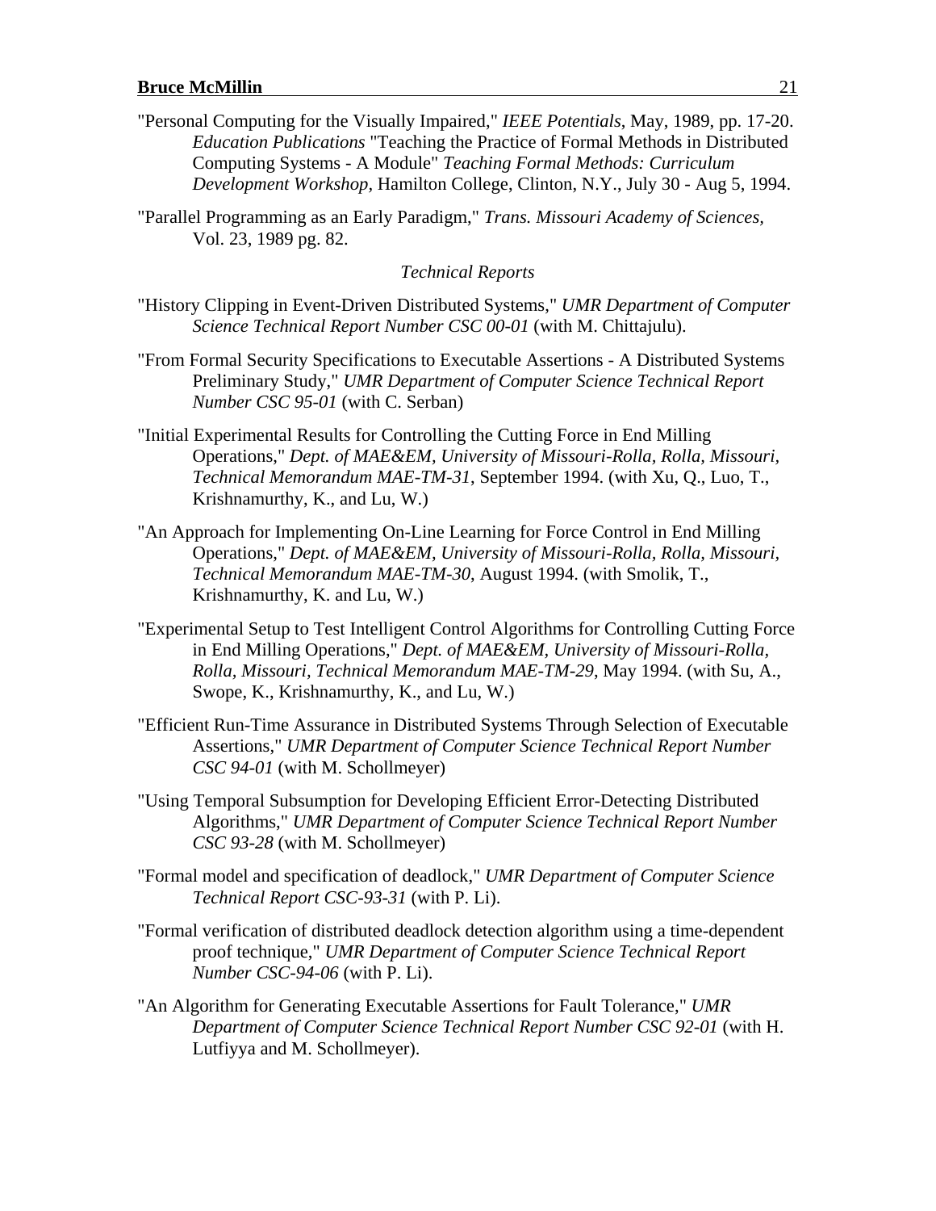"Personal Computing for the Visually Impaired," *IEEE Potentials*, May, 1989, pp. 17-20. *Education Publications* "Teaching the Practice of Formal Methods in Distributed Computing Systems - A Module" *Teaching Formal Methods: Curriculum Development Workshop*, Hamilton College, Clinton, N.Y., July 30 - Aug 5, 1994.

"Parallel Programming as an Early Paradigm," *Trans. Missouri Academy of Sciences*, Vol. 23, 1989 pg. 82.

*Technical Reports*

"History Clipping in Event-Driven Distributed Systems," *UMR Department of Computer Science Technical Report Number CSC 00-01* (with M. Chittajulu).

"From Formal Security Specifications to Executable Assertions - A Distributed Systems Preliminary Study," *UMR Department of Computer Science Technical Report Number CSC 95-01* (with C. Serban)

"Initial Experimental Results for Controlling the Cutting Force in End Milling Operations," *Dept. of MAE&EM, University of Missouri-Rolla, Rolla, Missouri, Technical Memorandum MAE-TM-31*, September 1994. (with Xu, Q., Luo, T., Krishnamurthy, K., and Lu, W.)

"An Approach for Implementing On-Line Learning for Force Control in End Milling Operations," *Dept. of MAE&EM, University of Missouri-Rolla, Rolla, Missouri, Technical Memorandum MAE-TM-30*, August 1994. (with Smolik, T., Krishnamurthy, K. and Lu, W.)

"Experimental Setup to Test Intelligent Control Algorithms for Controlling Cutting Force in End Milling Operations," *Dept. of MAE&EM, University of Missouri-Rolla, Rolla, Missouri, Technical Memorandum MAE-TM-29*, May 1994. (with Su, A., Swope, K., Krishnamurthy, K., and Lu, W.)

"Efficient Run-Time Assurance in Distributed Systems Through Selection of Executable Assertions," *UMR Department of Computer Science Technical Report Number CSC 94-01* (with M. Schollmeyer)

"Using Temporal Subsumption for Developing Efficient Error-Detecting Distributed Algorithms," *UMR Department of Computer Science Technical Report Number CSC 93-28* (with M. Schollmeyer)

"Formal model and specification of deadlock," *UMR Department of Computer Science Technical Report CSC-93-31* (with P. Li).

"Formal verification of distributed deadlock detection algorithm using a time-dependent proof technique," *UMR Department of Computer Science Technical Report Number CSC-94-06* (with P. Li).

"An Algorithm for Generating Executable Assertions for Fault Tolerance," *UMR Department of Computer Science Technical Report Number CSC 92-01* (with H. Lutfiyya and M. Schollmeyer).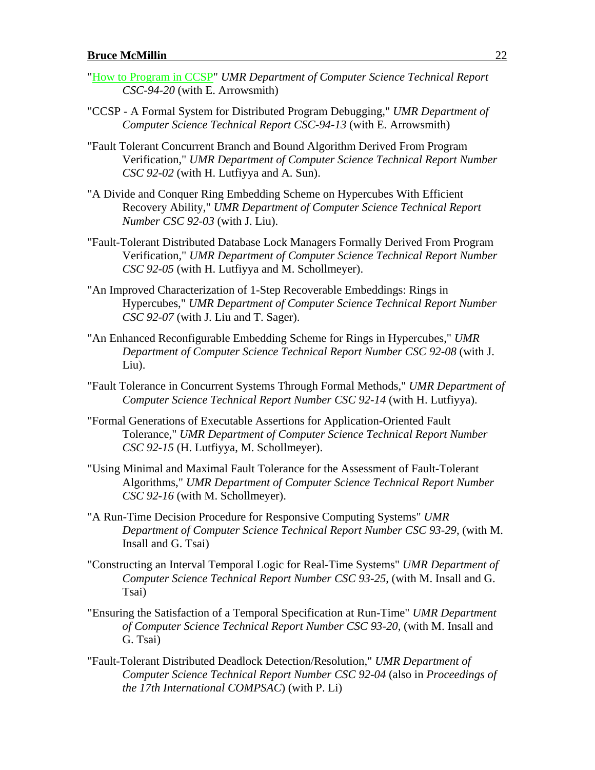"How to Program in CCSP" *UMR Department of Computer Science Technical Report CSC-94-20* (with E. Arrowsmith)

"CCSP - A Formal System for Distributed Program Debugging," *UMR Department of Computer Science Technical Report CSC-94-13* (with E. Arrowsmith)

"Fault Tolerant Concurrent Branch and Bound Algorithm Derived From Program Verification," *UMR Department of Computer Science Technical Report Number CSC 92-02* (with H. Lutfiyya and A. Sun).

"A Divide and Conquer Ring Embedding Scheme on Hypercubes With Efficient Recovery Ability," *UMR Department of Computer Science Technical Report Number CSC 92-03* (with J. Liu).

"Fault-Tolerant Distributed Database Lock Managers Formally Derived From Program Verification," *UMR Department of Computer Science Technical Report Number CSC 92-05* (with H. Lutfiyya and M. Schollmeyer).

"An Improved Characterization of 1-Step Recoverable Embeddings: Rings in Hypercubes," *UMR Department of Computer Science Technical Report Number CSC 92-07* (with J. Liu and T. Sager).

"An Enhanced Reconfigurable Embedding Scheme for Rings in Hypercubes," *UMR Department of Computer Science Technical Report Number CSC 92-08* (with J. Liu).

"Fault Tolerance in Concurrent Systems Through Formal Methods," *UMR Department of Computer Science Technical Report Number CSC 92-14* (with H. Lutfiyya).

"Formal Generations of Executable Assertions for Application-Oriented Fault Tolerance," *UMR Department of Computer Science Technical Report Number CSC 92-15* (H. Lutfiyya, M. Schollmeyer).

"Using Minimal and Maximal Fault Tolerance for the Assessment of Fault-Tolerant Algorithms," *UMR Department of Computer Science Technical Report Number CSC 92-16* (with M. Schollmeyer).

"A Run-Time Decision Procedure for Responsive Computing Systems" *UMR Department of Computer Science Technical Report Number CSC 93-29*, (with M. Insall and G. Tsai)

"Constructing an Interval Temporal Logic for Real-Time Systems" *UMR Department of Computer Science Technical Report Number CSC 93-25*, (with M. Insall and G. Tsai)

"Ensuring the Satisfaction of a Temporal Specification at Run-Time" *UMR Department of Computer Science Technical Report Number CSC 93-20*, (with M. Insall and G. Tsai)

"Fault-Tolerant Distributed Deadlock Detection/Resolution," *UMR Department of Computer Science Technical Report Number CSC 92-04* (also in *Proceedings of the 17th International COMPSAC*) (with P. Li)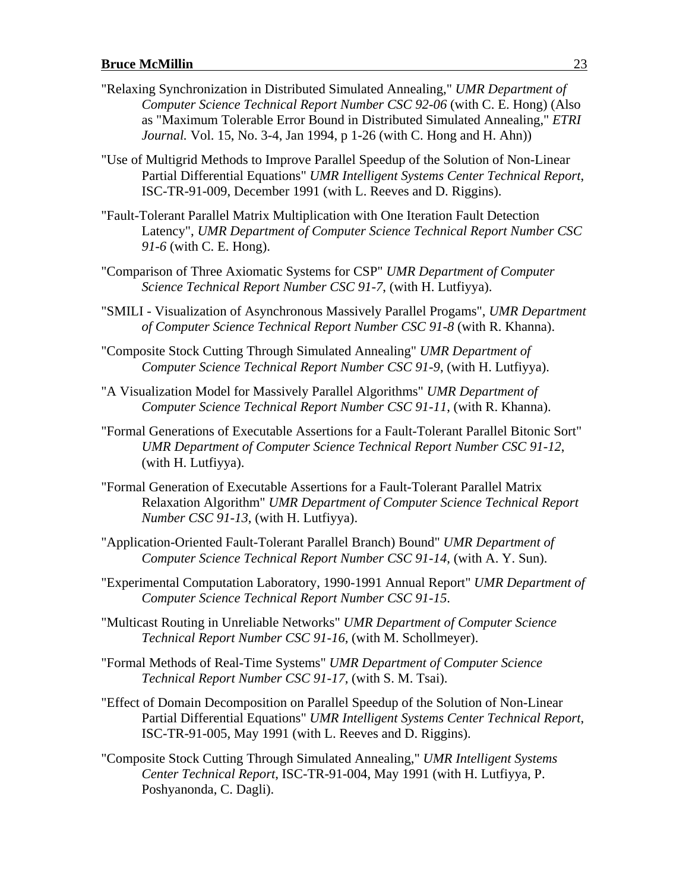"Relaxing Synchronization in Distributed Simulated Annealing," *UMR Department of Computer Science Technical Report Number CSC 92-06* (with C. E. Hong) (Also as "Maximum Tolerable Error Bound in Distributed Simulated Annealing," *ETRI Journal.* Vol. 15, No. 3-4, Jan 1994, p 1-26 (with C. Hong and H. Ahn))

"Use of Multigrid Methods to Improve Parallel Speedup of the Solution of Non-Linear Partial Differential Equations" *UMR Intelligent Systems Center Technical Report*, ISC-TR-91-009, December 1991 (with L. Reeves and D. Riggins).

"Fault-Tolerant Parallel Matrix Multiplication with One Iteration Fault Detection Latency", *UMR Department of Computer Science Technical Report Number CSC 91-6* (with C. E. Hong).

"Comparison of Three Axiomatic Systems for CSP" *UMR Department of Computer Science Technical Report Number CSC 91-7*, (with H. Lutfiyya).

"SMILI - Visualization of Asynchronous Massively Parallel Progams", *UMR Department of Computer Science Technical Report Number CSC 91-8* (with R. Khanna).

"Composite Stock Cutting Through Simulated Annealing" *UMR Department of Computer Science Technical Report Number CSC 91-9*, (with H. Lutfiyya).

"A Visualization Model for Massively Parallel Algorithms" *UMR Department of Computer Science Technical Report Number CSC 91-11*, (with R. Khanna).

"Formal Generations of Executable Assertions for a Fault-Tolerant Parallel Bitonic Sort" *UMR Department of Computer Science Technical Report Number CSC 91-12*, (with H. Lutfiyya).

"Formal Generation of Executable Assertions for a Fault-Tolerant Parallel Matrix Relaxation Algorithm" *UMR Department of Computer Science Technical Report Number CSC 91-13*, (with H. Lutfiyya).

"Application-Oriented Fault-Tolerant Parallel Branch) Bound" *UMR Department of Computer Science Technical Report Number CSC 91-14*, (with A. Y. Sun).

"Experimental Computation Laboratory, 1990-1991 Annual Report" *UMR Department of Computer Science Technical Report Number CSC 91-15*.

"Multicast Routing in Unreliable Networks" *UMR Department of Computer Science Technical Report Number CSC 91-16*, (with M. Schollmeyer).

"Formal Methods of Real-Time Systems" *UMR Department of Computer Science Technical Report Number CSC 91-17*, (with S. M. Tsai).

"Effect of Domain Decomposition on Parallel Speedup of the Solution of Non-Linear Partial Differential Equations" *UMR Intelligent Systems Center Technical Report*, ISC-TR-91-005, May 1991 (with L. Reeves and D. Riggins).

"Composite Stock Cutting Through Simulated Annealing," *UMR Intelligent Systems Center Technical Report*, ISC-TR-91-004, May 1991 (with H. Lutfiyya, P. Poshyanonda, C. Dagli).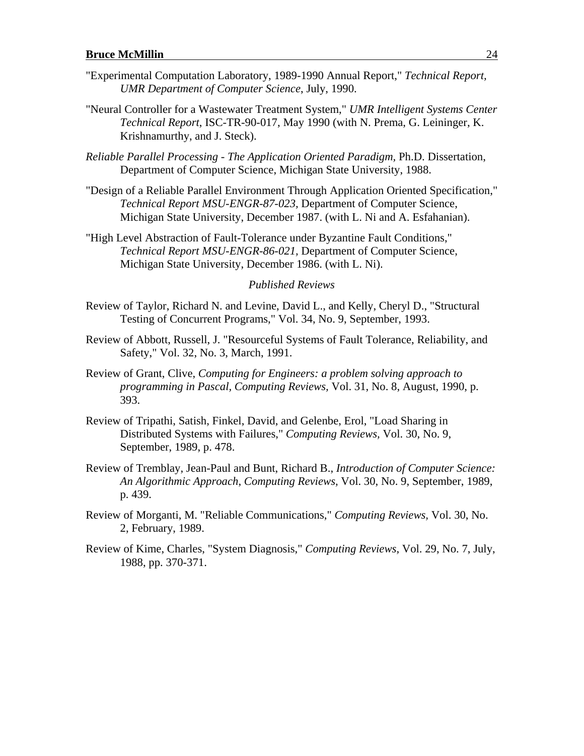"Experimental Computation Laboratory, 1989-1990 Annual Report," *Technical Report, UMR Department of Computer Science*, July, 1990.

"Neural Controller for a Wastewater Treatment System," *UMR Intelligent Systems Center Technical Report*, ISC-TR-90-017, May 1990 (with N. Prema, G. Leininger, K. Krishnamurthy, and J. Steck).

*Reliable Parallel Processing - The Application Oriented Paradigm,* Ph.D. Dissertation, Department of Computer Science, Michigan State University, 1988.

"Design of a Reliable Parallel Environment Through Application Oriented Specification," *Technical Report MSU-ENGR-87-023,* Department of Computer Science, Michigan State University, December 1987. (with L. Ni and A. Esfahanian).

"High Level Abstraction of Fault-Tolerance under Byzantine Fault Conditions," *Technical Report MSU-ENGR-86-021,* Department of Computer Science, Michigan State University, December 1986. (with L. Ni).

*Published Reviews*

Review of Taylor, Richard N. and Levine, David L., and Kelly, Cheryl D., "Structural Testing of Concurrent Programs," Vol. 34, No. 9, September, 1993.

Review of Abbott, Russell, J. "Resourceful Systems of Fault Tolerance, Reliability, and Safety," Vol. 32, No. 3, March, 1991.

Review of Grant, Clive, *Computing for Engineers: a problem solving approach to programming in Pascal, Computing Reviews,* Vol. 31, No. 8, August, 1990, p. 393.

Review of Tripathi, Satish, Finkel, David, and Gelenbe, Erol, "Load Sharing in Distributed Systems with Failures," *Computing Reviews,* Vol. 30, No. 9, September, 1989, p. 478.

Review of Tremblay, Jean-Paul and Bunt, Richard B., *Introduction of Computer Science: An Algorithmic Approach, Computing Reviews,* Vol. 30, No. 9, September, 1989, p. 439.

Review of Morganti, M. "Reliable Communications," *Computing Reviews,* Vol. 30, No. 2, February, 1989.

Review of Kime, Charles, "System Diagnosis," *Computing Reviews,* Vol. 29, No. 7, July, 1988, pp. 370-371.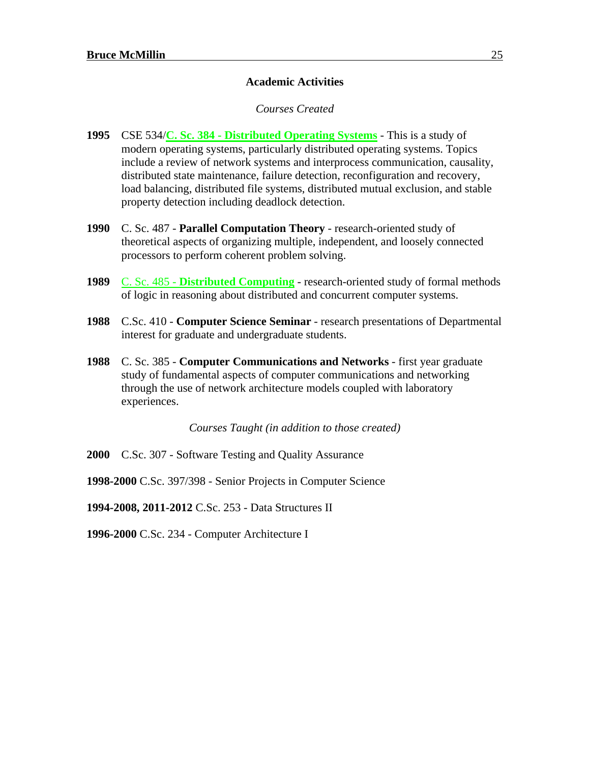## Academic Activities

*Courses Created*

**1995** CSE 534/**C. Sc. 384 - Distributed Operating Systems** - This is a study of modern operating systems, particularly distributed operating systems. Topics include a review of network systems and interprocess communication, causality, distributed state maintenance, failure detection, reconfiguration and recovery, load balancing, distributed file systems, distributed mutual exclusion, and stable property detection including deadlock detection.

**1990** C. Sc. 487 - **Parallel Computation Theory** - research-oriented study of theoretical aspects of organizing multiple, independent, and loosely connected processors to perform coherent problem solving.

**1989** C. Sc. 485 - **Distributed Computing** - research-oriented study of formal methods of logic in reasoning about distributed and concurrent computer systems.

**1988** C.Sc. 410 - **Computer Science Seminar** - research presentations of Departmental interest for graduate and undergraduate students.

**1988** C. Sc. 385 - **Computer Communications and Networks** - first year graduate study of fundamental aspects of computer communications and networking through the use of network architecture models coupled with laboratory experiences.

*Courses Taught (in addition to those created)*

**2000** C.Sc. 307 - Software Testing and Quality Assurance

**1998-2000** C.Sc. 397/398 - Senior Projects in Computer Science

**1994-2008, 2011-2012** C.Sc. 253 - Data Structures II

**1996-2000** C.Sc. 234 - Computer Architecture I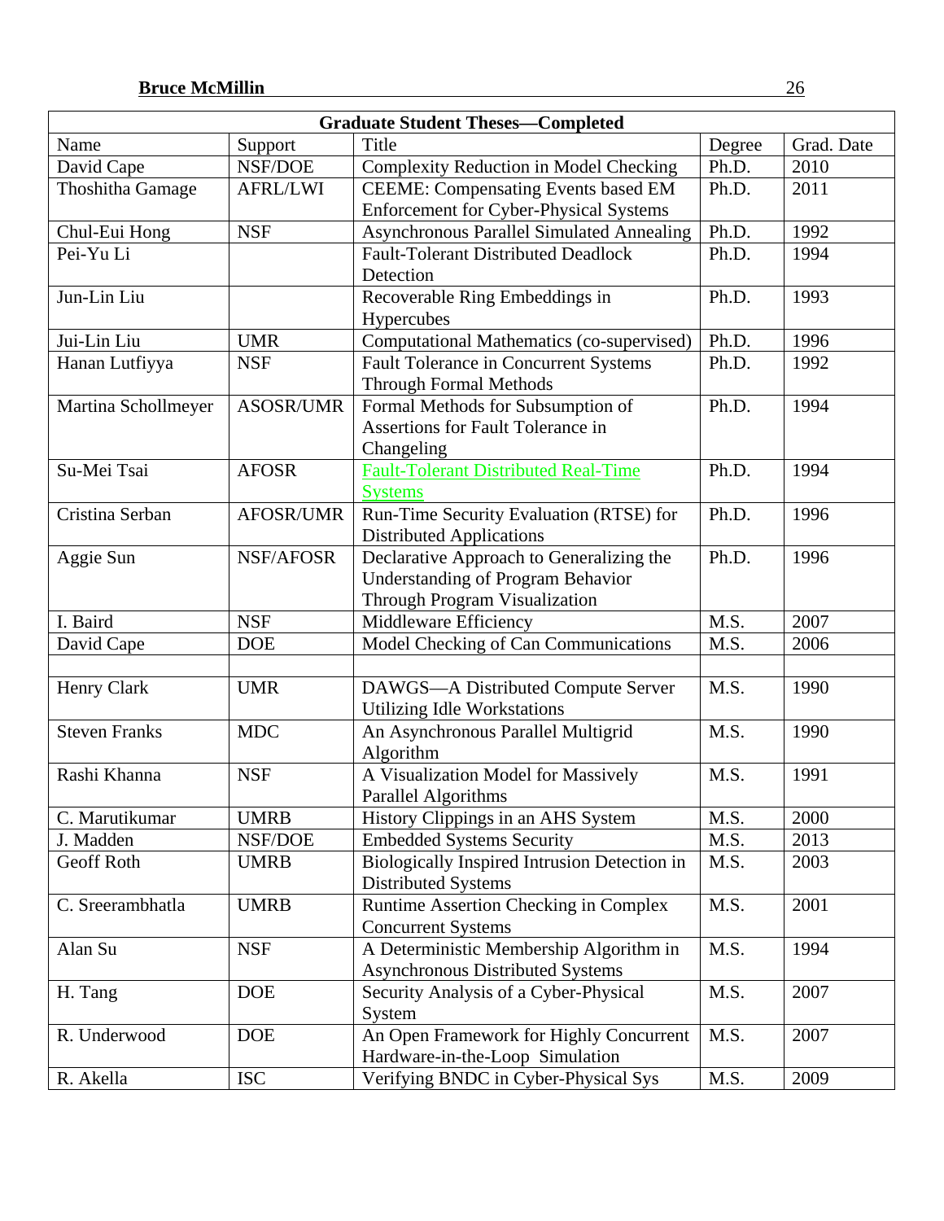| Graduate Student Theses—Completed | | | | |
|---|---|---|---|---|
| Name | Support | Title | Degree | Grad. Date |
| David Cape | NSF/DOE | Complexity Reduction in Model Checking | Ph.D. | 2010 |
| Thoshitha Gamage | AFRL/LWI | CEEME: Compensating Events based EM Enforcement for Cyber-Physical Systems | Ph.D. | 2011 |
| Chul-Eui Hong | NSF | Asynchronous Parallel Simulated Annealing | Ph.D. | 1992 |
| Pei-Yu Li | | Fault-Tolerant Distributed Deadlock Detection | Ph.D. | 1994 |
| Jun-Lin Liu | | Recoverable Ring Embeddings in Hypercubes | Ph.D. | 1993 |
| Jui-Lin Liu | UMR | Computational Mathematics (co-supervised) | Ph.D. | 1996 |
| Hanan Lutfiyya | NSF | Fault Tolerance in Concurrent Systems Through Formal Methods | Ph.D. | 1992 |
| Martina Schollmeyer | ASOSR/UMR | Formal Methods for Subsumption of Assertions for Fault Tolerance in Changeling | Ph.D. | 1994 |
| Su-Mei Tsai | AFOSR | Fault-Tolerant Distributed Real-Time Systems | Ph.D. | 1994 |
| Cristina Serban | AFOSR/UMR | Run-Time Security Evaluation (RTSE) for Distributed Applications | Ph.D. | 1996 |
| Aggie Sun | NSF/AFOSR | Declarative Approach to Generalizing the Understanding of Program Behavior Through Program Visualization | Ph.D. | 1996 |
| I. Baird | NSF | Middleware Efficiency | M.S. | 2007 |
| David Cape | DOE | Model Checking of Can Communications | M.S. | 2006 |
| | | | | |
| Henry Clark | UMR | DAWGS—A Distributed Compute Server Utilizing Idle Workstations | M.S. | 1990 |
| Steven Franks | MDC | An Asynchronous Parallel Multigrid Algorithm | M.S. | 1990 |
| Rashi Khanna | NSF | A Visualization Model for Massively Parallel Algorithms | M.S. | 1991 |
| C. Marutikumar | UMRB | History Clippings in an AHS System | M.S. | 2000 |
| J. Madden | NSF/DOE | Embedded Systems Security | M.S. | 2013 |
| Geoff Roth | UMRB | Biologically Inspired Intrusion Detection in Distributed Systems | M.S. | 2003 |
| C. Sreerambhatla | UMRB | Runtime Assertion Checking in Complex Concurrent Systems | M.S. | 2001 |
| Alan Su | NSF | A Deterministic Membership Algorithm in Asynchronous Distributed Systems | M.S. | 1994 |
| H. Tang | DOE | Security Analysis of a Cyber-Physical System | M.S. | 2007 |
| R. Underwood | DOE | An Open Framework for Highly Concurrent Hardware-in-the-Loop Simulation | M.S. | 2007 |
| R. Akella | ISC | Verifying BNDC in Cyber-Physical Sys | M.S. | 2009 |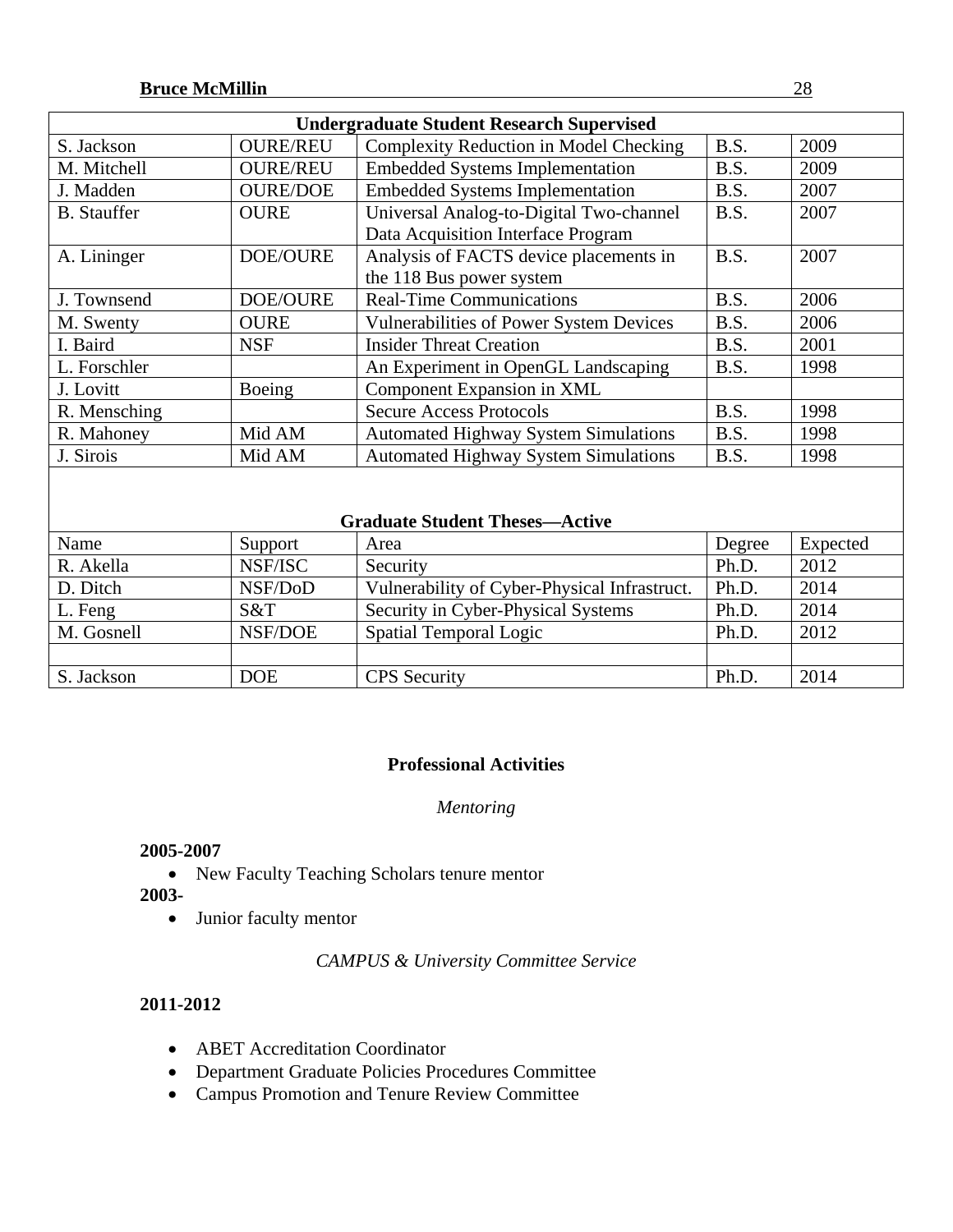| Undergraduate Student Research Supervised | | | | |
|---|---|---|---|---|
| S. Jackson | OURE/REU | Complexity Reduction in Model Checking | B.S. | 2009 |
| M. Mitchell | OURE/REU | Embedded Systems Implementation | B.S. | 2009 |
| J. Madden | OURE/DOE | Embedded Systems Implementation | B.S. | 2007 |
| B. Stauffer | OURE | Universal Analog-to-Digital Two-channel Data Acquisition Interface Program | B.S. | 2007 |
| A. Lininger | DOE/OURE | Analysis of FACTS device placements in the 118 Bus power system | B.S. | 2007 |
| J. Townsend | DOE/OURE | Real-Time Communications | B.S. | 2006 |
| M. Swenty | OURE | Vulnerabilities of Power System Devices | B.S. | 2006 |
| I. Baird | NSF | Insider Threat Creation | B.S. | 2001 |
| L. Forschler | | An Experiment in OpenGL Landscaping | B.S. | 1998 |
| J. Lovitt | Boeing | Component Expansion in XML | | |
| R. Mensching | | Secure Access Protocols | B.S. | 1998 |
| R. Mahoney | Mid AM | Automated Highway System Simulations | B.S. | 1998 |
| J. Sirois | Mid AM | Automated Highway System Simulations | B.S. | 1998 |

| Graduate Student Theses—Active | | | | |
|---|---|---|---|---|
| Name | Support | Area | Degree | Expected |
| R. Akella | NSF/ISC | Security | Ph.D. | 2012 |
| D. Ditch | NSF/DoD | Vulnerability of Cyber-Physical Infrastruct. | Ph.D. | 2014 |
| L. Feng | S&T | Security in Cyber-Physical Systems | Ph.D. | 2014 |
| M. Gosnell | NSF/DOE | Spatial Temporal Logic | Ph.D. | 2012 |
| | | | | |
| S. Jackson | DOE | CPS Security | Ph.D. | 2014 |

## Professional Activities

*Mentoring*

**2005-2007**

- New Faculty Teaching Scholars tenure mentor

**2003-**

- Junior faculty mentor

*CAMPUS & University Committee Service*

**2011-2012**

- ABET Accreditation Coordinator
- Department Graduate Policies Procedures Committee
- Campus Promotion and Tenure Review Committee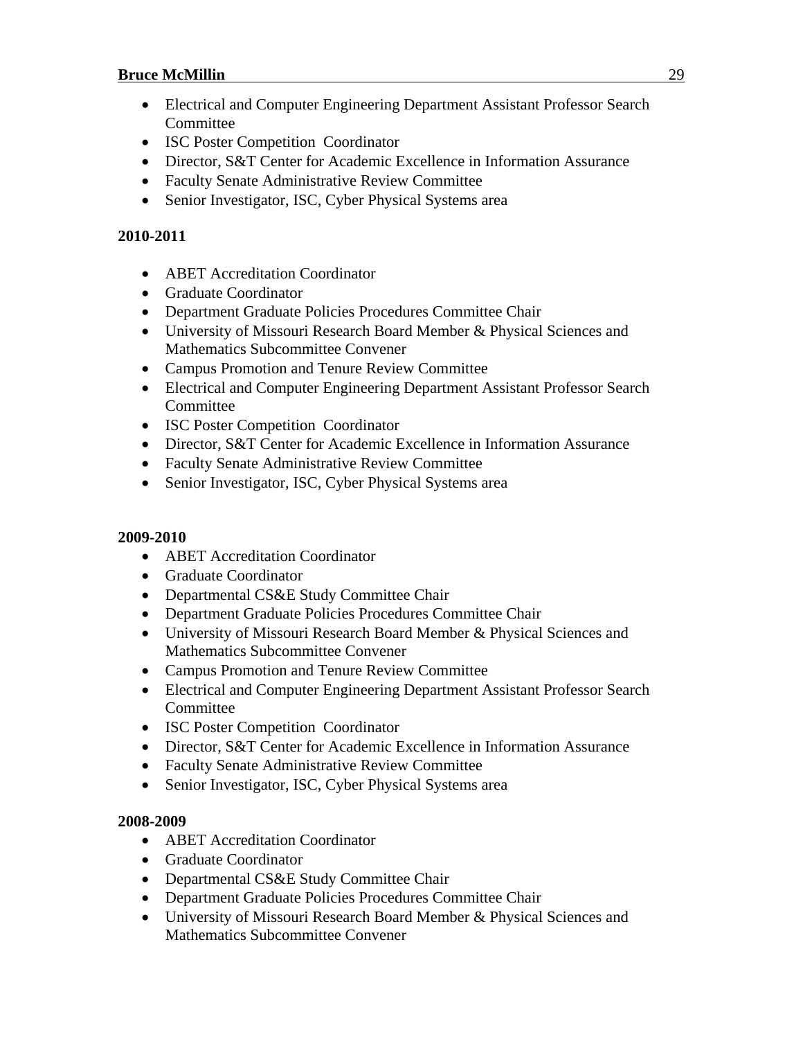- Electrical and Computer Engineering Department Assistant Professor Search Committee
- ISC Poster Competition  Coordinator
- Director, S&T Center for Academic Excellence in Information Assurance
- Faculty Senate Administrative Review Committee
- Senior Investigator, ISC, Cyber Physical Systems area

**2010-2011**

- ABET Accreditation Coordinator
- Graduate Coordinator
- Department Graduate Policies Procedures Committee Chair
- University of Missouri Research Board Member & Physical Sciences and Mathematics Subcommittee Convener
- Campus Promotion and Tenure Review Committee
- Electrical and Computer Engineering Department Assistant Professor Search Committee
- ISC Poster Competition  Coordinator
- Director, S&T Center for Academic Excellence in Information Assurance
- Faculty Senate Administrative Review Committee
- Senior Investigator, ISC, Cyber Physical Systems area

**2009-2010**

- ABET Accreditation Coordinator
- Graduate Coordinator
- Departmental CS&E Study Committee Chair
- Department Graduate Policies Procedures Committee Chair
- University of Missouri Research Board Member & Physical Sciences and Mathematics Subcommittee Convener
- Campus Promotion and Tenure Review Committee
- Electrical and Computer Engineering Department Assistant Professor Search Committee
- ISC Poster Competition  Coordinator
- Director, S&T Center for Academic Excellence in Information Assurance
- Faculty Senate Administrative Review Committee
- Senior Investigator, ISC, Cyber Physical Systems area

**2008-2009**

- ABET Accreditation Coordinator
- Graduate Coordinator
- Departmental CS&E Study Committee Chair
- Department Graduate Policies Procedures Committee Chair
- University of Missouri Research Board Member & Physical Sciences and Mathematics Subcommittee Convener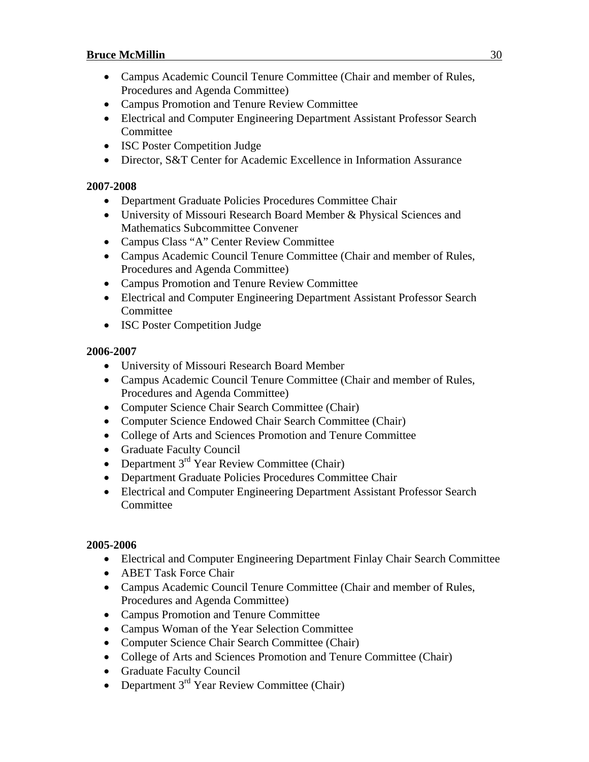- Campus Academic Council Tenure Committee (Chair and member of Rules, Procedures and Agenda Committee)
- Campus Promotion and Tenure Review Committee
- Electrical and Computer Engineering Department Assistant Professor Search Committee
- ISC Poster Competition Judge
- Director, S&T Center for Academic Excellence in Information Assurance

**2007-2008**

- Department Graduate Policies Procedures Committee Chair
- University of Missouri Research Board Member & Physical Sciences and Mathematics Subcommittee Convener
- Campus Class "A" Center Review Committee
- Campus Academic Council Tenure Committee (Chair and member of Rules, Procedures and Agenda Committee)
- Campus Promotion and Tenure Review Committee
- Electrical and Computer Engineering Department Assistant Professor Search Committee
- ISC Poster Competition Judge

**2006-2007**

- University of Missouri Research Board Member
- Campus Academic Council Tenure Committee (Chair and member of Rules, Procedures and Agenda Committee)
- Computer Science Chair Search Committee (Chair)
- Computer Science Endowed Chair Search Committee (Chair)
- College of Arts and Sciences Promotion and Tenure Committee
- Graduate Faculty Council
- Department 3rd Year Review Committee (Chair)
- Department Graduate Policies Procedures Committee Chair
- Electrical and Computer Engineering Department Assistant Professor Search Committee

**2005-2006**

- Electrical and Computer Engineering Department Finlay Chair Search Committee
- ABET Task Force Chair
- Campus Academic Council Tenure Committee (Chair and member of Rules, Procedures and Agenda Committee)
- Campus Promotion and Tenure Committee
- Campus Woman of the Year Selection Committee
- Computer Science Chair Search Committee (Chair)
- College of Arts and Sciences Promotion and Tenure Committee (Chair)
- Graduate Faculty Council
- Department 3rd Year Review Committee (Chair)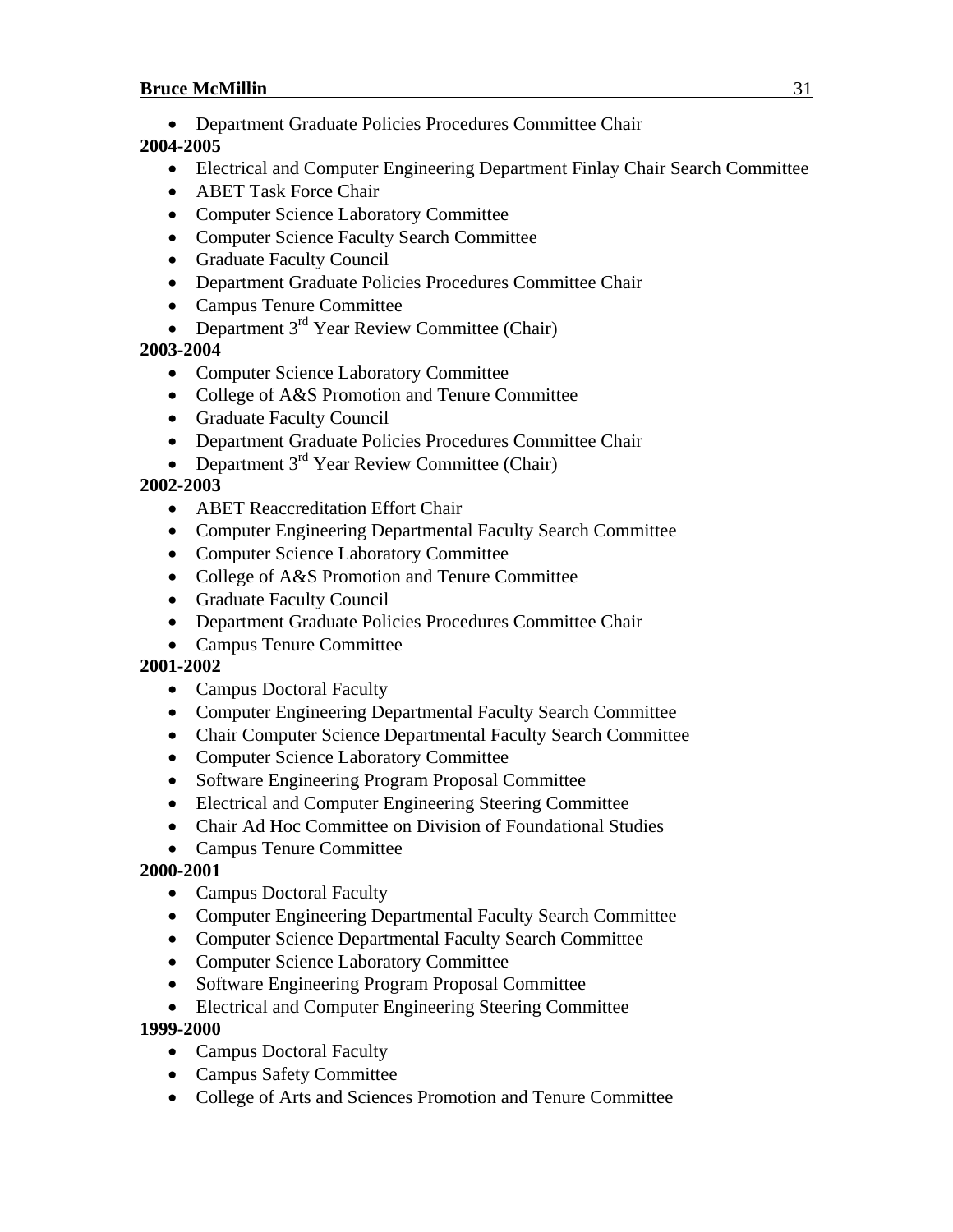- Department Graduate Policies Procedures Committee Chair

**2004-2005**

- Electrical and Computer Engineering Department Finlay Chair Search Committee
- ABET Task Force Chair
- Computer Science Laboratory Committee
- Computer Science Faculty Search Committee
- Graduate Faculty Council
- Department Graduate Policies Procedures Committee Chair
- Campus Tenure Committee
- Department 3rd Year Review Committee (Chair)

**2003-2004**

- Computer Science Laboratory Committee
- College of A&S Promotion and Tenure Committee
- Graduate Faculty Council
- Department Graduate Policies Procedures Committee Chair
- Department 3rd Year Review Committee (Chair)

**2002-2003**

- ABET Reaccreditation Effort Chair
- Computer Engineering Departmental Faculty Search Committee
- Computer Science Laboratory Committee
- College of A&S Promotion and Tenure Committee
- Graduate Faculty Council
- Department Graduate Policies Procedures Committee Chair
- Campus Tenure Committee

**2001-2002**

- Campus Doctoral Faculty
- Computer Engineering Departmental Faculty Search Committee
- Chair Computer Science Departmental Faculty Search Committee
- Computer Science Laboratory Committee
- Software Engineering Program Proposal Committee
- Electrical and Computer Engineering Steering Committee
- Chair Ad Hoc Committee on Division of Foundational Studies
- Campus Tenure Committee

**2000-2001**

- Campus Doctoral Faculty
- Computer Engineering Departmental Faculty Search Committee
- Computer Science Departmental Faculty Search Committee
- Computer Science Laboratory Committee
- Software Engineering Program Proposal Committee
- Electrical and Computer Engineering Steering Committee

**1999-2000**

- Campus Doctoral Faculty
- Campus Safety Committee
- College of Arts and Sciences Promotion and Tenure Committee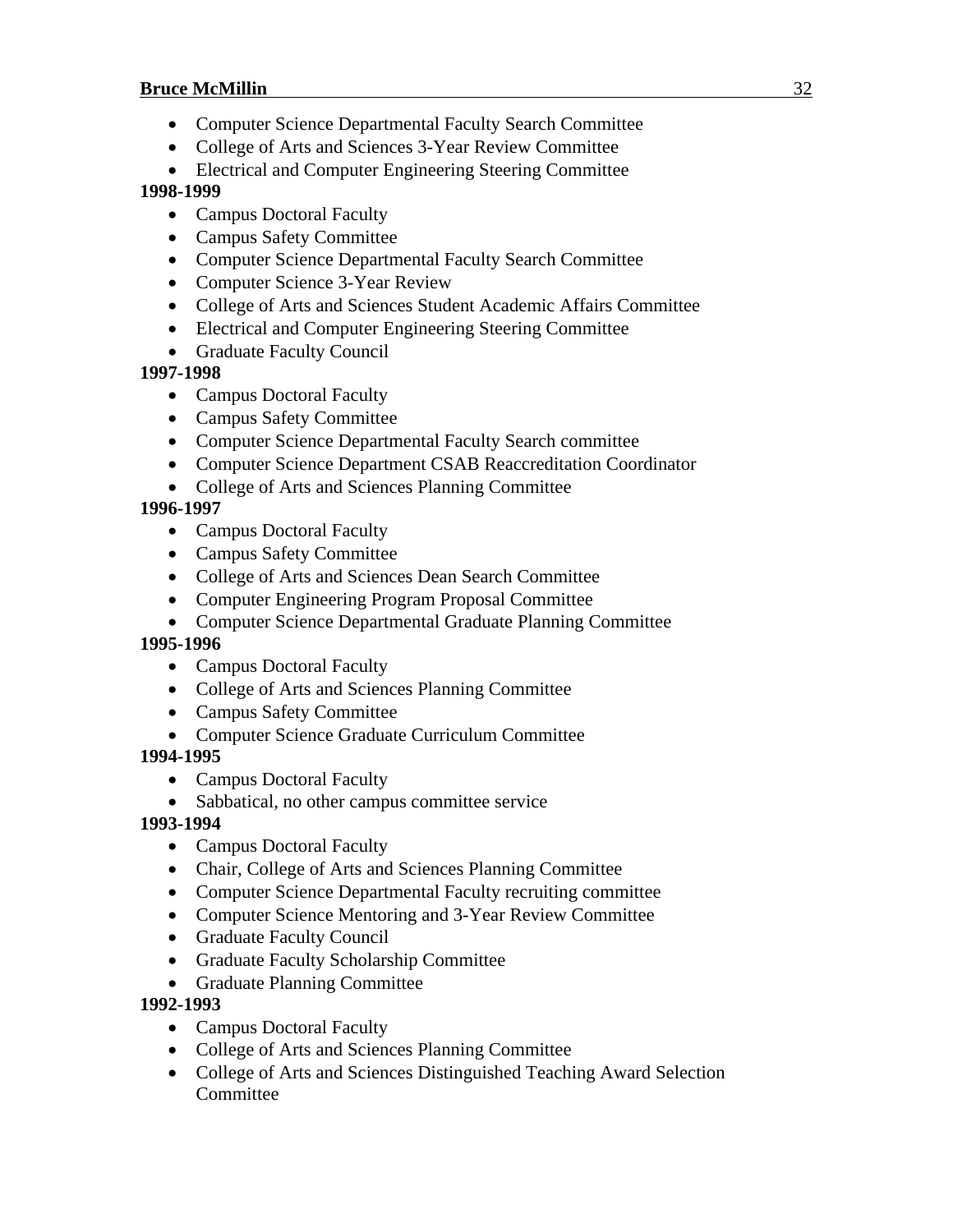- Computer Science Departmental Faculty Search Committee
- College of Arts and Sciences 3-Year Review Committee
- Electrical and Computer Engineering Steering Committee

**1998-1999**

- Campus Doctoral Faculty
- Campus Safety Committee
- Computer Science Departmental Faculty Search Committee
- Computer Science 3-Year Review
- College of Arts and Sciences Student Academic Affairs Committee
- Electrical and Computer Engineering Steering Committee
- Graduate Faculty Council

**1997-1998**

- Campus Doctoral Faculty
- Campus Safety Committee
- Computer Science Departmental Faculty Search committee
- Computer Science Department CSAB Reaccreditation Coordinator
- College of Arts and Sciences Planning Committee

**1996-1997**

- Campus Doctoral Faculty
- Campus Safety Committee
- College of Arts and Sciences Dean Search Committee
- Computer Engineering Program Proposal Committee
- Computer Science Departmental Graduate Planning Committee

**1995-1996**

- Campus Doctoral Faculty
- College of Arts and Sciences Planning Committee
- Campus Safety Committee
- Computer Science Graduate Curriculum Committee

**1994-1995**

- Campus Doctoral Faculty
- Sabbatical, no other campus committee service

**1993-1994**

- Campus Doctoral Faculty
- Chair, College of Arts and Sciences Planning Committee
- Computer Science Departmental Faculty recruiting committee
- Computer Science Mentoring and 3-Year Review Committee
- Graduate Faculty Council
- Graduate Faculty Scholarship Committee
- Graduate Planning Committee

**1992-1993**

- Campus Doctoral Faculty
- College of Arts and Sciences Planning Committee
- College of Arts and Sciences Distinguished Teaching Award Selection Committee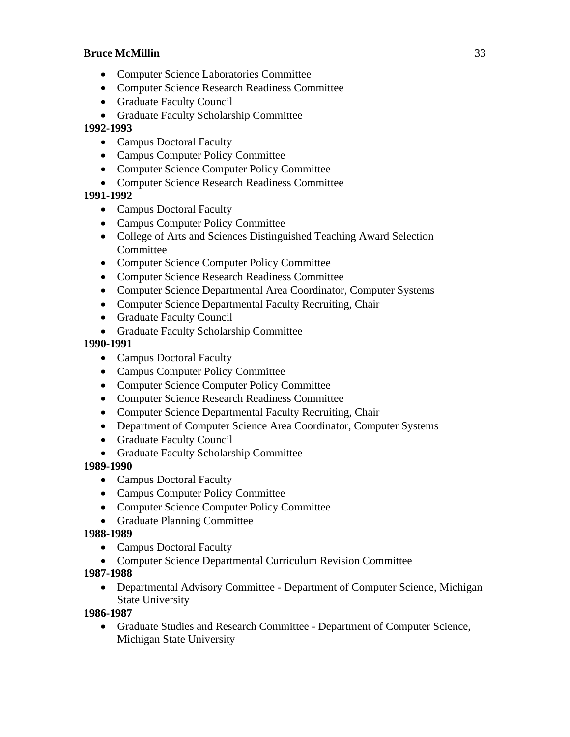- Computer Science Laboratories Committee
- Computer Science Research Readiness Committee
- Graduate Faculty Council
- Graduate Faculty Scholarship Committee

**1992-1993**

- Campus Doctoral Faculty
- Campus Computer Policy Committee
- Computer Science Computer Policy Committee
- Computer Science Research Readiness Committee

**1991-1992**

- Campus Doctoral Faculty
- Campus Computer Policy Committee
- College of Arts and Sciences Distinguished Teaching Award Selection Committee
- Computer Science Computer Policy Committee
- Computer Science Research Readiness Committee
- Computer Science Departmental Area Coordinator, Computer Systems
- Computer Science Departmental Faculty Recruiting, Chair
- Graduate Faculty Council
- Graduate Faculty Scholarship Committee

**1990-1991**

- Campus Doctoral Faculty
- Campus Computer Policy Committee
- Computer Science Computer Policy Committee
- Computer Science Research Readiness Committee
- Computer Science Departmental Faculty Recruiting, Chair
- Department of Computer Science Area Coordinator, Computer Systems
- Graduate Faculty Council
- Graduate Faculty Scholarship Committee

**1989-1990**

- Campus Doctoral Faculty
- Campus Computer Policy Committee
- Computer Science Computer Policy Committee
- Graduate Planning Committee

**1988-1989**

- Campus Doctoral Faculty
- Computer Science Departmental Curriculum Revision Committee

**1987-1988**

- Departmental Advisory Committee - Department of Computer Science, Michigan State University

**1986-1987**

- Graduate Studies and Research Committee - Department of Computer Science, Michigan State University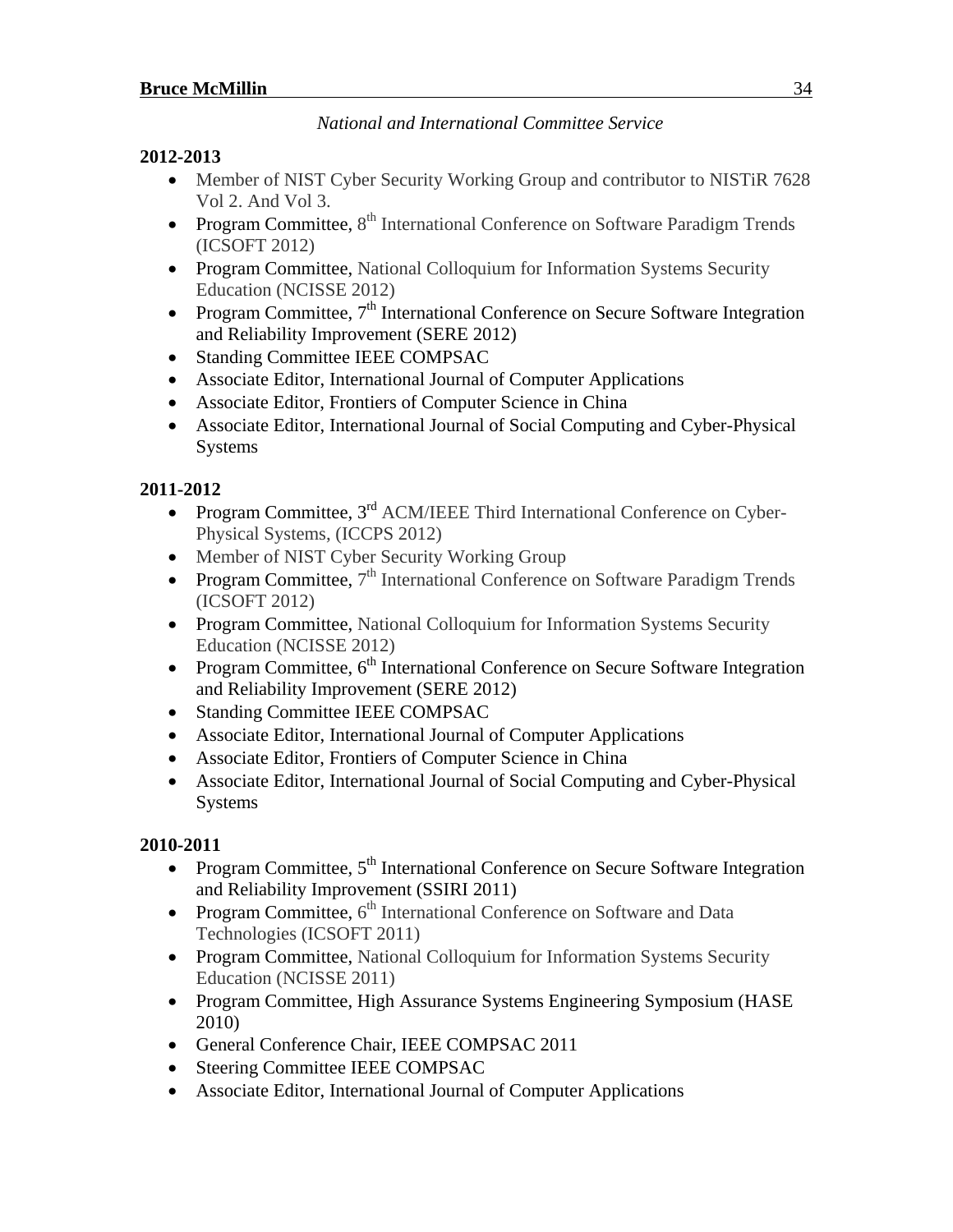*National and International Committee Service*

**2012-2013**

- Member of NIST Cyber Security Working Group and contributor to NISTiR 7628 Vol 2. And Vol 3.
- Program Committee, 8th International Conference on Software Paradigm Trends (ICSOFT 2012)
- Program Committee, National Colloquium for Information Systems Security Education (NCISSE 2012)
- Program Committee, 7th International Conference on Secure Software Integration and Reliability Improvement (SERE 2012)
- Standing Committee IEEE COMPSAC
- Associate Editor, International Journal of Computer Applications
- Associate Editor, Frontiers of Computer Science in China
- Associate Editor, International Journal of Social Computing and Cyber-Physical Systems

**2011-2012**

- Program Committee, 3rd ACM/IEEE Third International Conference on Cyber-Physical Systems, (ICCPS 2012)
- Member of NIST Cyber Security Working Group
- Program Committee, 7th International Conference on Software Paradigm Trends (ICSOFT 2012)
- Program Committee, National Colloquium for Information Systems Security Education (NCISSE 2012)
- Program Committee, 6th International Conference on Secure Software Integration and Reliability Improvement (SERE 2012)
- Standing Committee IEEE COMPSAC
- Associate Editor, International Journal of Computer Applications
- Associate Editor, Frontiers of Computer Science in China
- Associate Editor, International Journal of Social Computing and Cyber-Physical Systems

**2010-2011**

- Program Committee, 5th International Conference on Secure Software Integration and Reliability Improvement (SSIRI 2011)
- Program Committee, 6th International Conference on Software and Data Technologies (ICSOFT 2011)
- Program Committee, National Colloquium for Information Systems Security Education (NCISSE 2011)
- Program Committee, High Assurance Systems Engineering Symposium (HASE 2010)
- General Conference Chair, IEEE COMPSAC 2011
- Steering Committee IEEE COMPSAC
- Associate Editor, International Journal of Computer Applications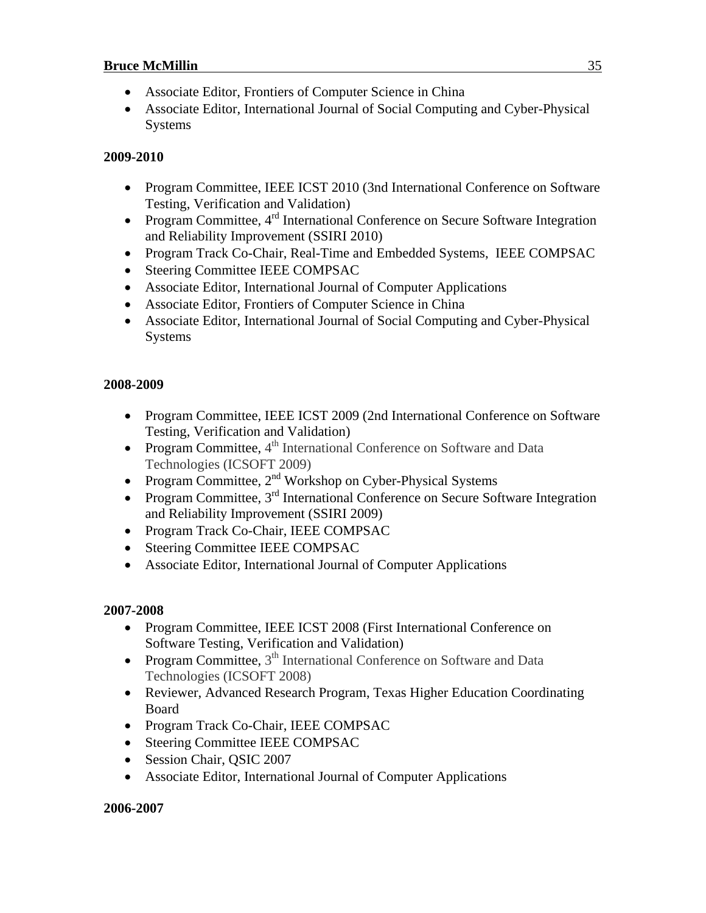- Associate Editor, Frontiers of Computer Science in China
- Associate Editor, International Journal of Social Computing and Cyber-Physical Systems

**2009-2010**

- Program Committee, IEEE ICST 2010 (3nd International Conference on Software Testing, Verification and Validation)
- Program Committee, 4rd International Conference on Secure Software Integration and Reliability Improvement (SSIRI 2010)
- Program Track Co-Chair, Real-Time and Embedded Systems, IEEE COMPSAC
- Steering Committee IEEE COMPSAC
- Associate Editor, International Journal of Computer Applications
- Associate Editor, Frontiers of Computer Science in China
- Associate Editor, International Journal of Social Computing and Cyber-Physical Systems

**2008-2009**

- Program Committee, IEEE ICST 2009 (2nd International Conference on Software Testing, Verification and Validation)
- Program Committee, 4th International Conference on Software and Data Technologies (ICSOFT 2009)
- Program Committee, 2nd Workshop on Cyber-Physical Systems
- Program Committee, 3rd International Conference on Secure Software Integration and Reliability Improvement (SSIRI 2009)
- Program Track Co-Chair, IEEE COMPSAC
- Steering Committee IEEE COMPSAC
- Associate Editor, International Journal of Computer Applications

**2007-2008**

- Program Committee, IEEE ICST 2008 (First International Conference on Software Testing, Verification and Validation)
- Program Committee, 3th International Conference on Software and Data Technologies (ICSOFT 2008)
- Reviewer, Advanced Research Program, Texas Higher Education Coordinating Board
- Program Track Co-Chair, IEEE COMPSAC
- Steering Committee IEEE COMPSAC
- Session Chair, QSIC 2007
- Associate Editor, International Journal of Computer Applications

**2006-2007**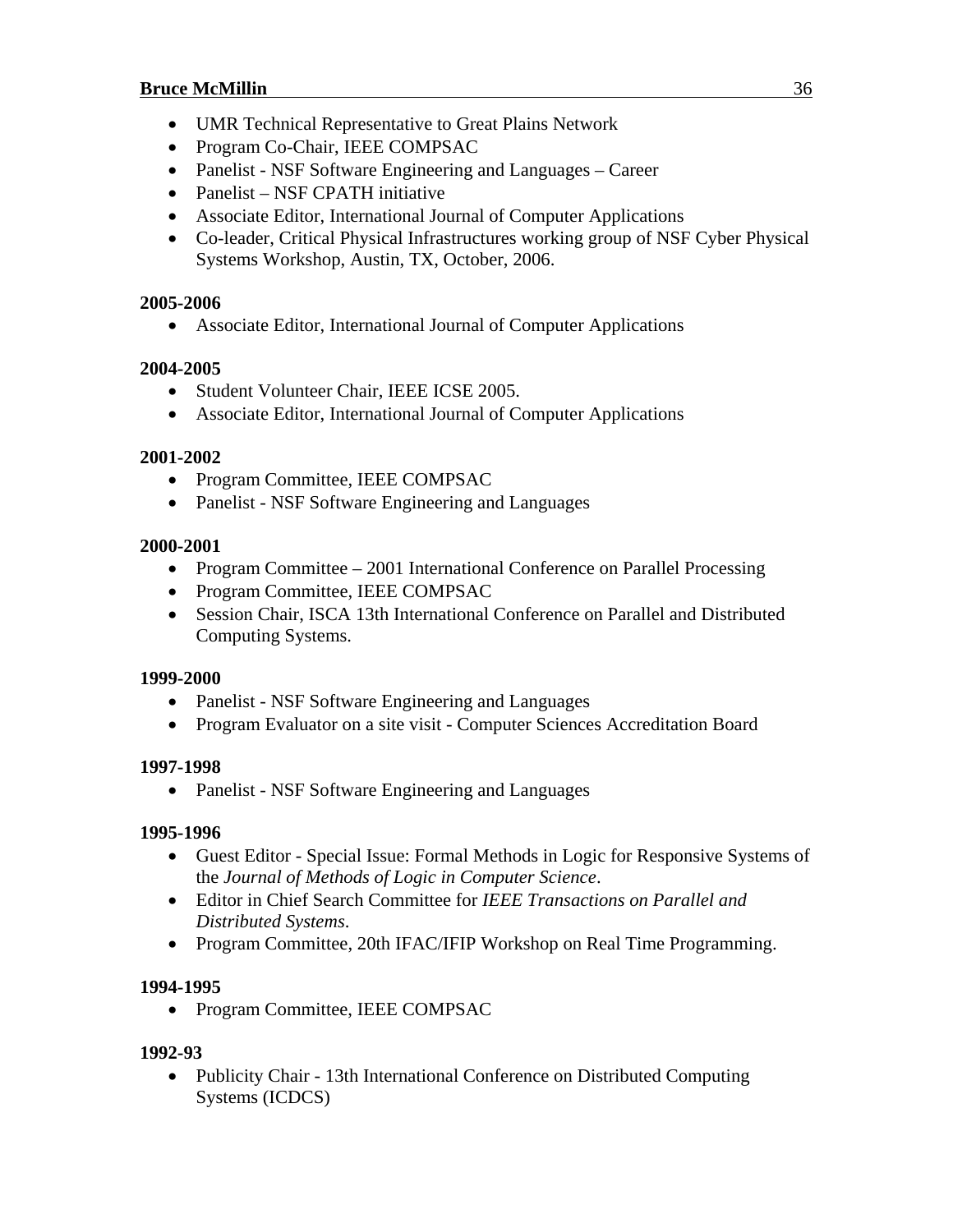- UMR Technical Representative to Great Plains Network
- Program Co-Chair, IEEE COMPSAC
- Panelist - NSF Software Engineering and Languages – Career
- Panelist – NSF CPATH initiative
- Associate Editor, International Journal of Computer Applications
- Co-leader, Critical Physical Infrastructures working group of NSF Cyber Physical Systems Workshop, Austin, TX, October, 2006.

**2005-2006**

- Associate Editor, International Journal of Computer Applications

**2004-2005**

- Student Volunteer Chair, IEEE ICSE 2005.
- Associate Editor, International Journal of Computer Applications

**2001-2002**

- Program Committee, IEEE COMPSAC
- Panelist - NSF Software Engineering and Languages

**2000-2001**

- Program Committee – 2001 International Conference on Parallel Processing
- Program Committee, IEEE COMPSAC
- Session Chair, ISCA 13th International Conference on Parallel and Distributed Computing Systems.

**1999-2000**

- Panelist - NSF Software Engineering and Languages
- Program Evaluator on a site visit - Computer Sciences Accreditation Board

**1997-1998**

- Panelist - NSF Software Engineering and Languages

**1995-1996**

- Guest Editor - Special Issue: Formal Methods in Logic for Responsive Systems of the *Journal of Methods of Logic in Computer Science*.
- Editor in Chief Search Committee for *IEEE Transactions on Parallel and Distributed Systems*.
- Program Committee, 20th IFAC/IFIP Workshop on Real Time Programming.

**1994-1995**

- Program Committee, IEEE COMPSAC

**1992-93**

- Publicity Chair - 13th International Conference on Distributed Computing Systems (ICDCS)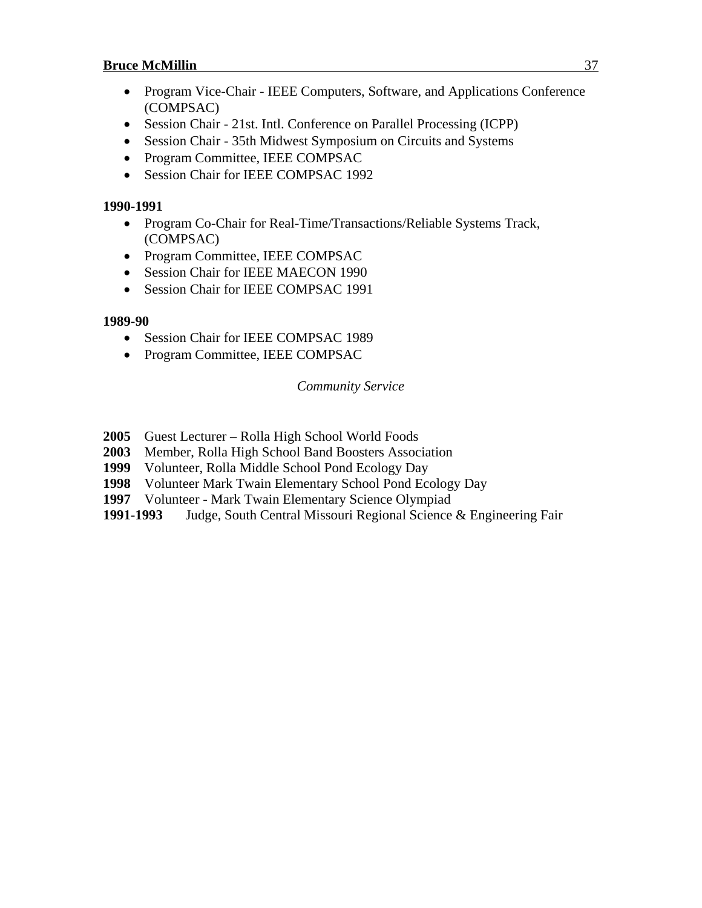- Program Vice-Chair - IEEE Computers, Software, and Applications Conference (COMPSAC)
- Session Chair - 21st. Intl. Conference on Parallel Processing (ICPP)
- Session Chair - 35th Midwest Symposium on Circuits and Systems
- Program Committee, IEEE COMPSAC
- Session Chair for IEEE COMPSAC 1992

**1990-1991**

- Program Co-Chair for Real-Time/Transactions/Reliable Systems Track, (COMPSAC)
- Program Committee, IEEE COMPSAC
- Session Chair for IEEE MAECON 1990
- Session Chair for IEEE COMPSAC 1991

**1989-90**

- Session Chair for IEEE COMPSAC 1989
- Program Committee, IEEE COMPSAC

*Community Service*

**2005** Guest Lecturer – Rolla High School World Foods
**2003** Member, Rolla High School Band Boosters Association
**1999** Volunteer, Rolla Middle School Pond Ecology Day
**1998** Volunteer Mark Twain Elementary School Pond Ecology Day
**1997** Volunteer - Mark Twain Elementary Science Olympiad
**1991-1993** Judge, South Central Missouri Regional Science & Engineering Fair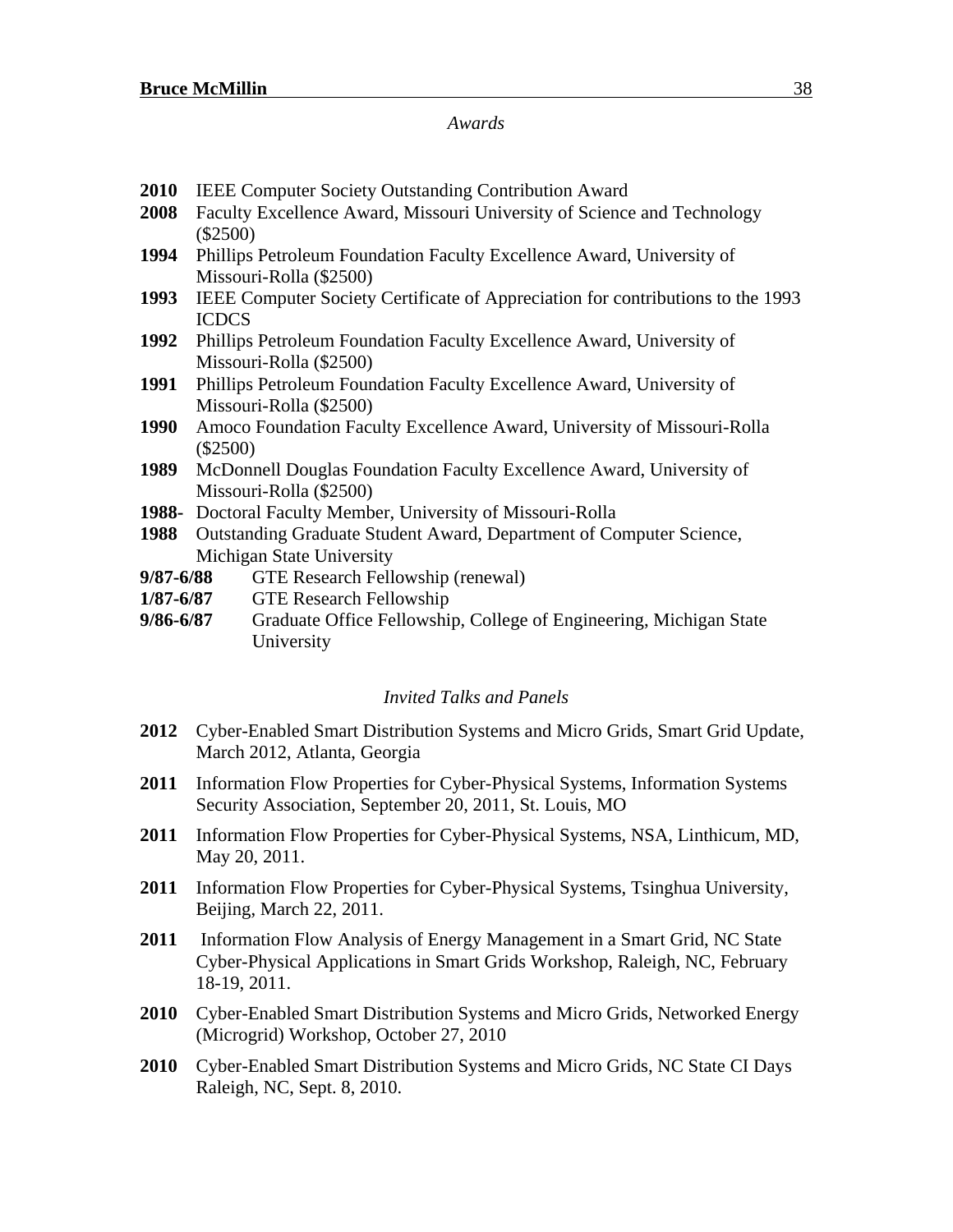*Awards*

**2010** IEEE Computer Society Outstanding Contribution Award

**2008** Faculty Excellence Award, Missouri University of Science and Technology ($2500)

**1994** Phillips Petroleum Foundation Faculty Excellence Award, University of Missouri-Rolla ($2500)

**1993** IEEE Computer Society Certificate of Appreciation for contributions to the 1993 ICDCS

**1992** Phillips Petroleum Foundation Faculty Excellence Award, University of Missouri-Rolla ($2500)

**1991** Phillips Petroleum Foundation Faculty Excellence Award, University of Missouri-Rolla ($2500)

**1990** Amoco Foundation Faculty Excellence Award, University of Missouri-Rolla ($2500)

**1989** McDonnell Douglas Foundation Faculty Excellence Award, University of Missouri-Rolla ($2500)

**1988-** Doctoral Faculty Member, University of Missouri-Rolla

**1988** Outstanding Graduate Student Award, Department of Computer Science, Michigan State University

**9/87-6/88** GTE Research Fellowship (renewal)

**1/87-6/87** GTE Research Fellowship

**9/86-6/87** Graduate Office Fellowship, College of Engineering, Michigan State University

*Invited Talks and Panels*

**2012** Cyber-Enabled Smart Distribution Systems and Micro Grids, Smart Grid Update, March 2012, Atlanta, Georgia

**2011** Information Flow Properties for Cyber-Physical Systems, Information Systems Security Association, September 20, 2011, St. Louis, MO

**2011** Information Flow Properties for Cyber-Physical Systems, NSA, Linthicum, MD, May 20, 2011.

**2011** Information Flow Properties for Cyber-Physical Systems, Tsinghua University, Beijing, March 22, 2011.

**2011** Information Flow Analysis of Energy Management in a Smart Grid, NC State Cyber-Physical Applications in Smart Grids Workshop, Raleigh, NC, February 18-19, 2011.

**2010** Cyber-Enabled Smart Distribution Systems and Micro Grids, Networked Energy (Microgrid) Workshop, October 27, 2010

**2010** Cyber-Enabled Smart Distribution Systems and Micro Grids, NC State CI Days Raleigh, NC, Sept. 8, 2010.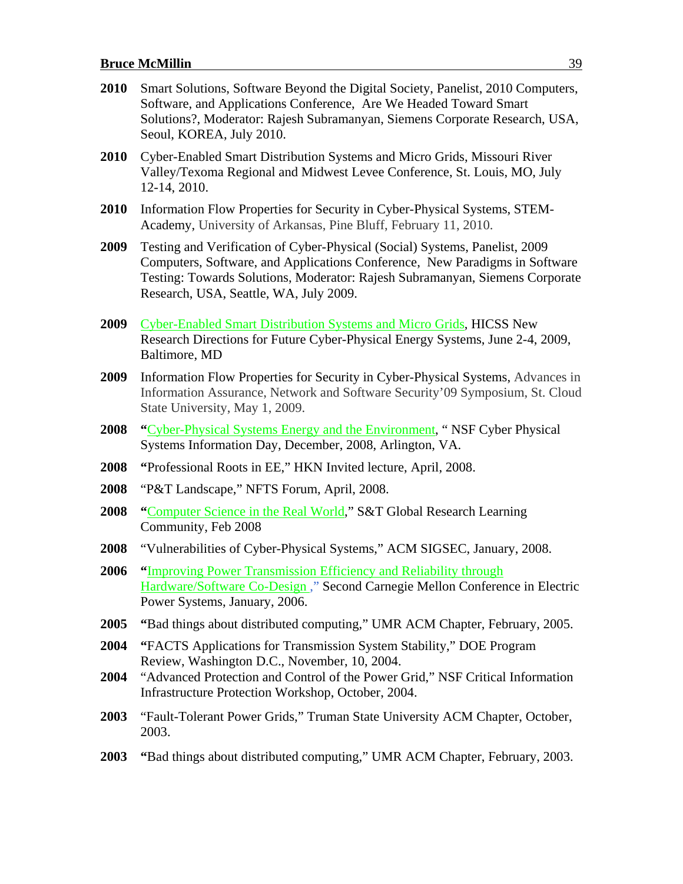**2010** Smart Solutions, Software Beyond the Digital Society, Panelist, 2010 Computers, Software, and Applications Conference, Are We Headed Toward Smart Solutions?, Moderator: Rajesh Subramanyan, Siemens Corporate Research, USA, Seoul, KOREA, July 2010.

**2010** Cyber-Enabled Smart Distribution Systems and Micro Grids, Missouri River Valley/Texoma Regional and Midwest Levee Conference, St. Louis, MO, July 12-14, 2010.

**2010** Information Flow Properties for Security in Cyber-Physical Systems, STEM-Academy, University of Arkansas, Pine Bluff, February 11, 2010.

**2009** Testing and Verification of Cyber-Physical (Social) Systems, Panelist, 2009 Computers, Software, and Applications Conference, New Paradigms in Software Testing: Towards Solutions, Moderator: Rajesh Subramanyan, Siemens Corporate Research, USA, Seattle, WA, July 2009.

**2009** Cyber-Enabled Smart Distribution Systems and Micro Grids, HICSS New Research Directions for Future Cyber-Physical Energy Systems, June 2-4, 2009, Baltimore, MD

**2009** Information Flow Properties for Security in Cyber-Physical Systems, Advances in Information Assurance, Network and Software Security'09 Symposium, St. Cloud State University, May 1, 2009.

**2008** **"**Cyber-Physical Systems Energy and the Environment, " NSF Cyber Physical Systems Information Day, December, 2008, Arlington, VA.

**2008** **"**Professional Roots in EE," HKN Invited lecture, April, 2008.

**2008** "P&T Landscape," NFTS Forum, April, 2008.

**2008** **"**Computer Science in the Real World," S&T Global Research Learning Community, Feb 2008

**2008** "Vulnerabilities of Cyber-Physical Systems," ACM SIGSEC, January, 2008.

**2006** **"**Improving Power Transmission Efficiency and Reliability through Hardware/Software Co-Design ," Second Carnegie Mellon Conference in Electric Power Systems, January, 2006.

**2005** **"**Bad things about distributed computing," UMR ACM Chapter, February, 2005.

**2004** **"**FACTS Applications for Transmission System Stability," DOE Program Review, Washington D.C., November, 10, 2004.

**2004** "Advanced Protection and Control of the Power Grid," NSF Critical Information Infrastructure Protection Workshop, October, 2004.

**2003** "Fault-Tolerant Power Grids," Truman State University ACM Chapter, October, 2003.

**2003** **"**Bad things about distributed computing," UMR ACM Chapter, February, 2003.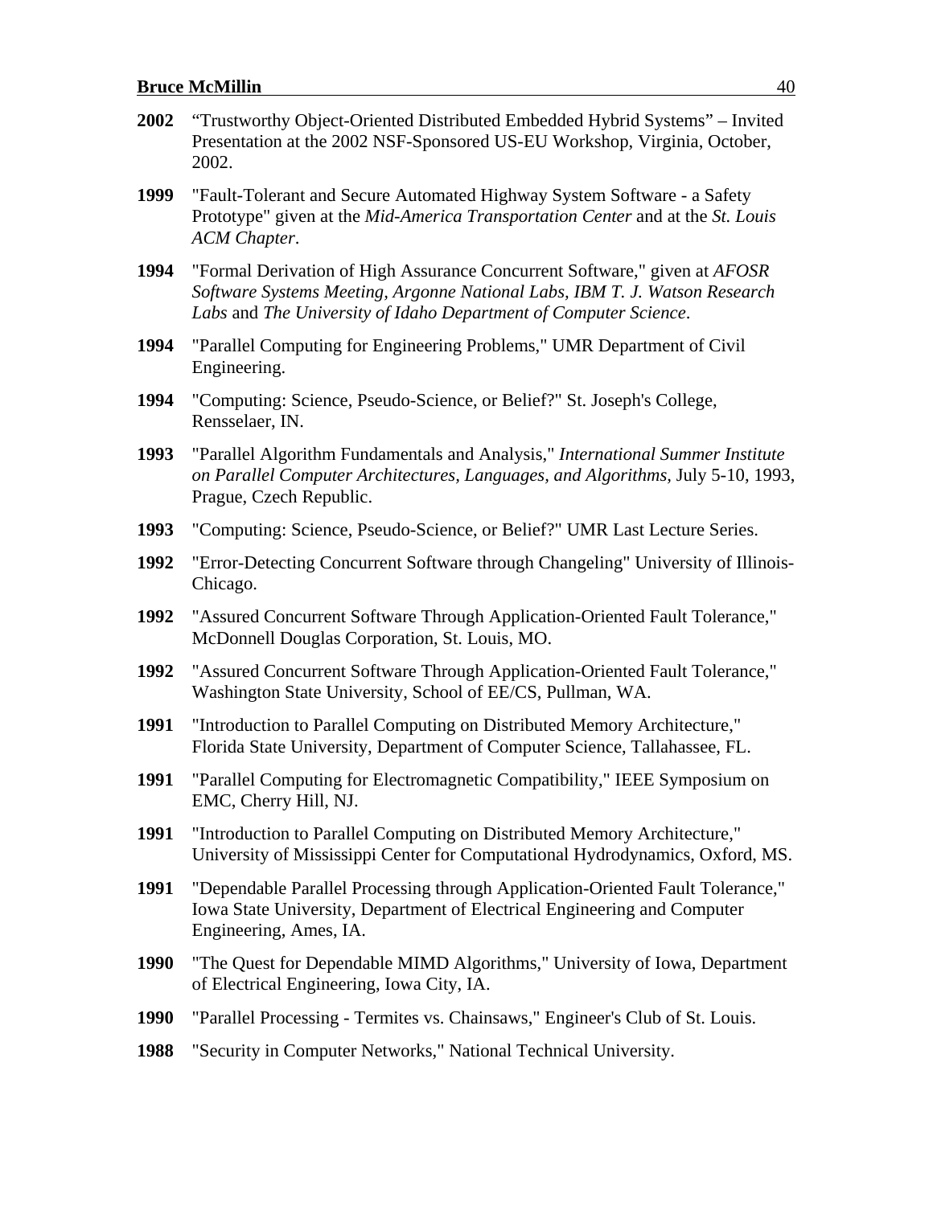**2002** "Trustworthy Object-Oriented Distributed Embedded Hybrid Systems" – Invited Presentation at the 2002 NSF-Sponsored US-EU Workshop, Virginia, October, 2002.

**1999** "Fault-Tolerant and Secure Automated Highway System Software - a Safety Prototype" given at the *Mid-America Transportation Center* and at the *St. Louis ACM Chapter*.

**1994** "Formal Derivation of High Assurance Concurrent Software," given at *AFOSR Software Systems Meeting, Argonne National Labs, IBM T. J. Watson Research Labs* and *The University of Idaho Department of Computer Science*.

**1994** "Parallel Computing for Engineering Problems," UMR Department of Civil Engineering.

**1994** "Computing: Science, Pseudo-Science, or Belief?" St. Joseph's College, Rensselaer, IN.

**1993** "Parallel Algorithm Fundamentals and Analysis," *International Summer Institute on Parallel Computer Architectures, Languages, and Algorithms*, July 5-10, 1993, Prague, Czech Republic.

**1993** "Computing: Science, Pseudo-Science, or Belief?" UMR Last Lecture Series.

**1992** "Error-Detecting Concurrent Software through Changeling" University of Illinois-Chicago.

**1992** "Assured Concurrent Software Through Application-Oriented Fault Tolerance," McDonnell Douglas Corporation, St. Louis, MO.

**1992** "Assured Concurrent Software Through Application-Oriented Fault Tolerance," Washington State University, School of EE/CS, Pullman, WA.

**1991** "Introduction to Parallel Computing on Distributed Memory Architecture," Florida State University, Department of Computer Science, Tallahassee, FL.

**1991** "Parallel Computing for Electromagnetic Compatibility," IEEE Symposium on EMC, Cherry Hill, NJ.

**1991** "Introduction to Parallel Computing on Distributed Memory Architecture," University of Mississippi Center for Computational Hydrodynamics, Oxford, MS.

**1991** "Dependable Parallel Processing through Application-Oriented Fault Tolerance," Iowa State University, Department of Electrical Engineering and Computer Engineering, Ames, IA.

**1990** "The Quest for Dependable MIMD Algorithms," University of Iowa, Department of Electrical Engineering, Iowa City, IA.

**1990** "Parallel Processing - Termites vs. Chainsaws," Engineer's Club of St. Louis.

**1988** "Security in Computer Networks," National Technical University.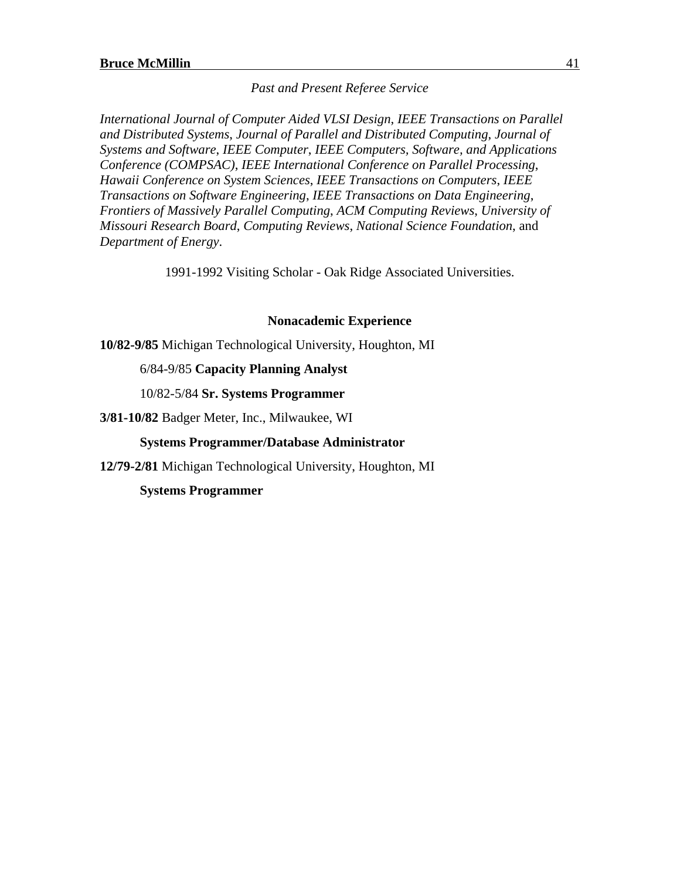*Past and Present Referee Service*

*International Journal of Computer Aided VLSI Design*, *IEEE Transactions on Parallel and Distributed Systems*, *Journal of Parallel and Distributed Computing*, *Journal of Systems and Software*, *IEEE Computer*, *IEEE Computers, Software, and Applications Conference (COMPSAC)*, *IEEE International Conference on Parallel Processing*, *Hawaii Conference on System Sciences*, *IEEE Transactions on Computers*, *IEEE Transactions on Software Engineering*, *IEEE Transactions on Data Engineering*, *Frontiers of Massively Parallel Computing*, *ACM Computing Reviews*, *University of Missouri Research Board, Computing Reviews, National Science Foundation,* and *Department of Energy*.

1991-1992 Visiting Scholar - Oak Ridge Associated Universities.

## Nonacademic Experience

**10/82-9/85** Michigan Technological University, Houghton, MI

6/84-9/85 **Capacity Planning Analyst**

10/82-5/84 **Sr. Systems Programmer**

**3/81-10/82** Badger Meter, Inc., Milwaukee, WI

**Systems Programmer/Database Administrator**

**12/79-2/81** Michigan Technological University, Houghton, MI

**Systems Programmer**